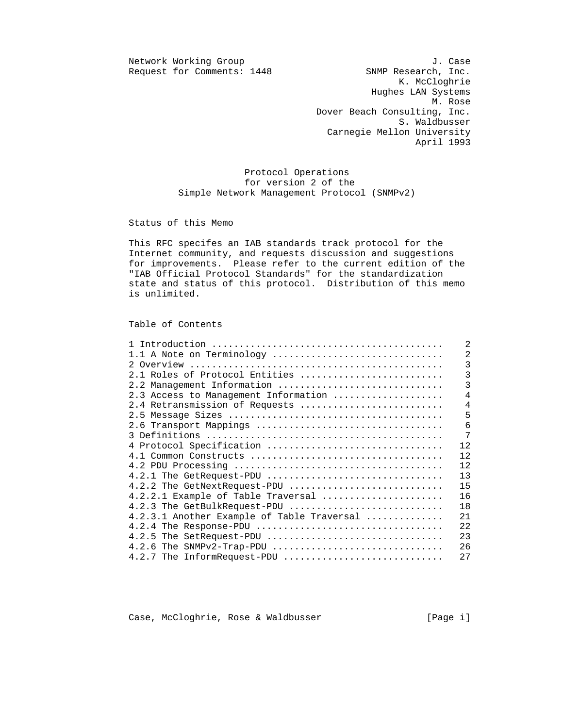Network Working Group J. Case
Request for Comments: 1448 SNMP Research, Inc.
K. McCloghrie
Hughes LAN Systems
M. Rose
Dover Beach Consulting, Inc.
S. Waldbusser
Carnegie Mellon University
April 1993

# Protocol Operations for version 2 of the Simple Network Management Protocol (SNMPv2)

## Status of this Memo

This RFC specifes an IAB standards track protocol for the Internet community, and requests discussion and suggestions for improvements. Please refer to the current edition of the "IAB Official Protocol Standards" for the standardization state and status of this protocol. Distribution of this memo is unlimited.

## Table of Contents

```
1 Introduction ..........................................    2
1.1 A Note on Terminology ...............................    2
2 Overview ..............................................    3
2.1 Roles of Protocol Entities ..........................    3
2.2 Management Information ..............................    3
2.3 Access to Management Information ....................    4
2.4 Retransmission of Requests ..........................    4
2.5 Message Sizes .......................................    5
2.6 Transport Mappings ..................................    6
3 Definitions ...........................................    7
4 Protocol Specification ................................   12
4.1 Common Constructs ...................................   12
4.2 PDU Processing ......................................   12
4.2.1 The GetRequest-PDU ................................   13
4.2.2 The GetNextRequest-PDU ............................   15
4.2.2.1 Example of Table Traversal ......................   16
4.2.3 The GetBulkRequest-PDU ............................   18
4.2.3.1 Another Example of Table Traversal ..............   21
4.2.4 The Response-PDU ..................................   22
4.2.5 The SetRequest-PDU ................................   23
4.2.6 The SNMPv2-Trap-PDU ...............................   26
4.2.7 The InformRequest-PDU .............................   27
```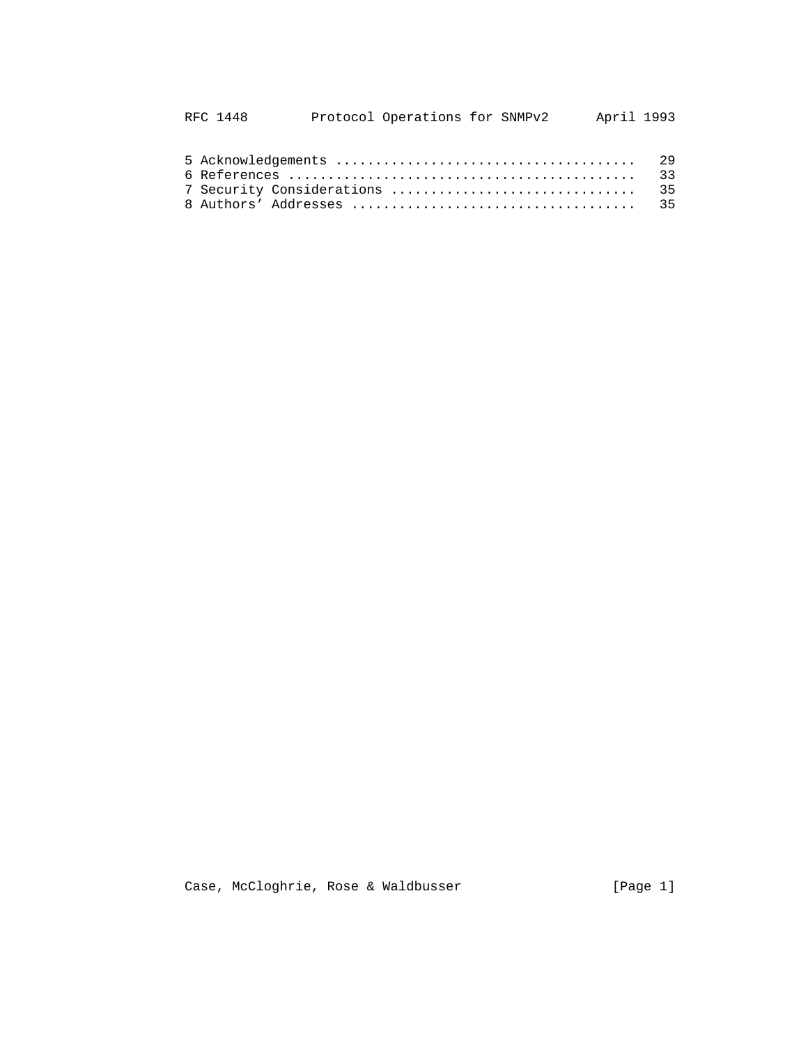5 Acknowledgements ..................................... 29
6 References ........................................... 33
7 Security Considerations .............................. 35
8 Authors' Addresses ................................... 35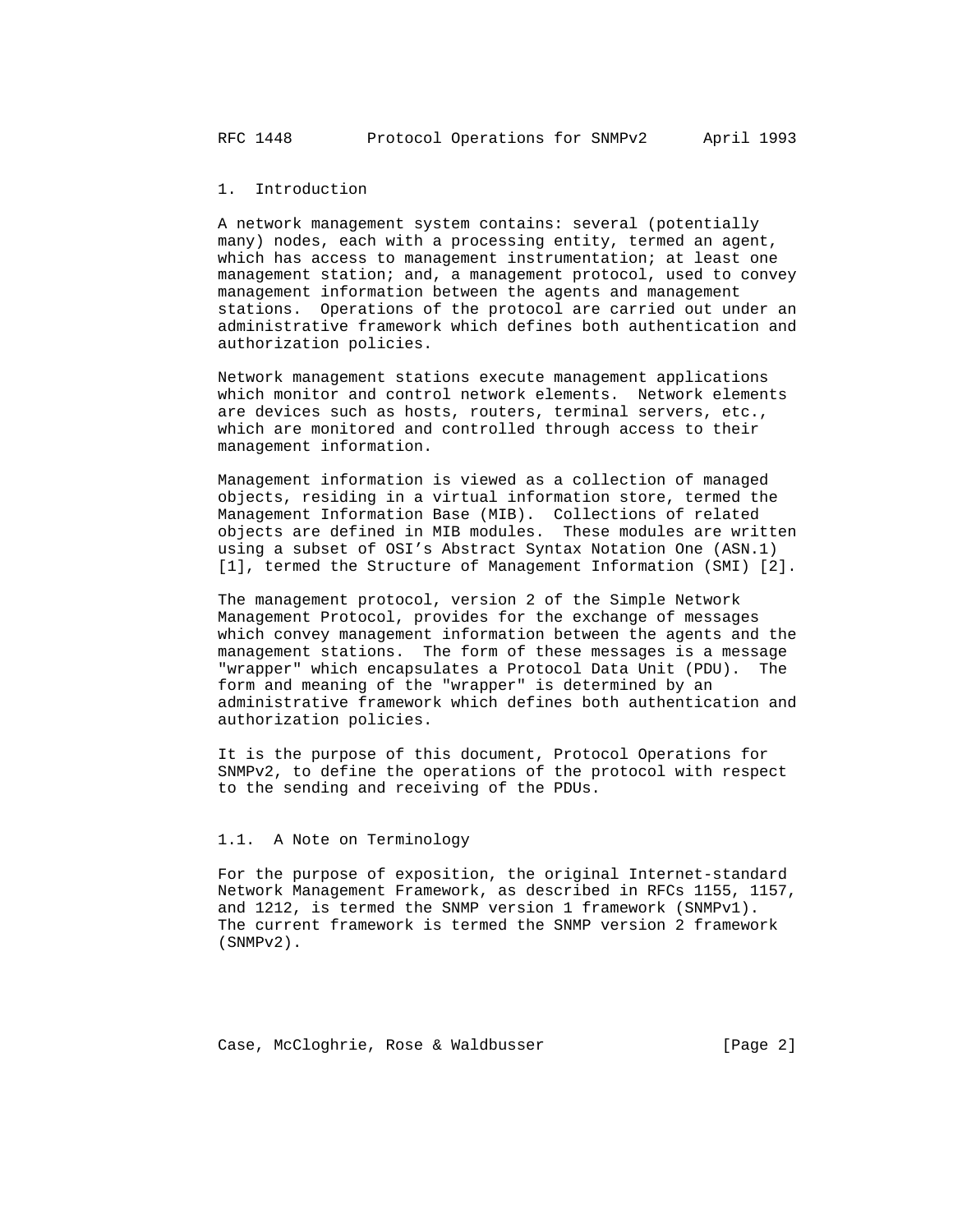## 1. Introduction

A network management system contains: several (potentially many) nodes, each with a processing entity, termed an agent, which has access to management instrumentation; at least one management station; and, a management protocol, used to convey management information between the agents and management stations. Operations of the protocol are carried out under an administrative framework which defines both authentication and authorization policies.

Network management stations execute management applications which monitor and control network elements. Network elements are devices such as hosts, routers, terminal servers, etc., which are monitored and controlled through access to their management information.

Management information is viewed as a collection of managed objects, residing in a virtual information store, termed the Management Information Base (MIB). Collections of related objects are defined in MIB modules. These modules are written using a subset of OSI's Abstract Syntax Notation One (ASN.1) [1], termed the Structure of Management Information (SMI) [2].

The management protocol, version 2 of the Simple Network Management Protocol, provides for the exchange of messages which convey management information between the agents and the management stations. The form of these messages is a message "wrapper" which encapsulates a Protocol Data Unit (PDU). The form and meaning of the "wrapper" is determined by an administrative framework which defines both authentication and authorization policies.

It is the purpose of this document, Protocol Operations for SNMPv2, to define the operations of the protocol with respect to the sending and receiving of the PDUs.

### 1.1. A Note on Terminology

For the purpose of exposition, the original Internet-standard Network Management Framework, as described in RFCs 1155, 1157, and 1212, is termed the SNMP version 1 framework (SNMPv1). The current framework is termed the SNMP version 2 framework (SNMPv2).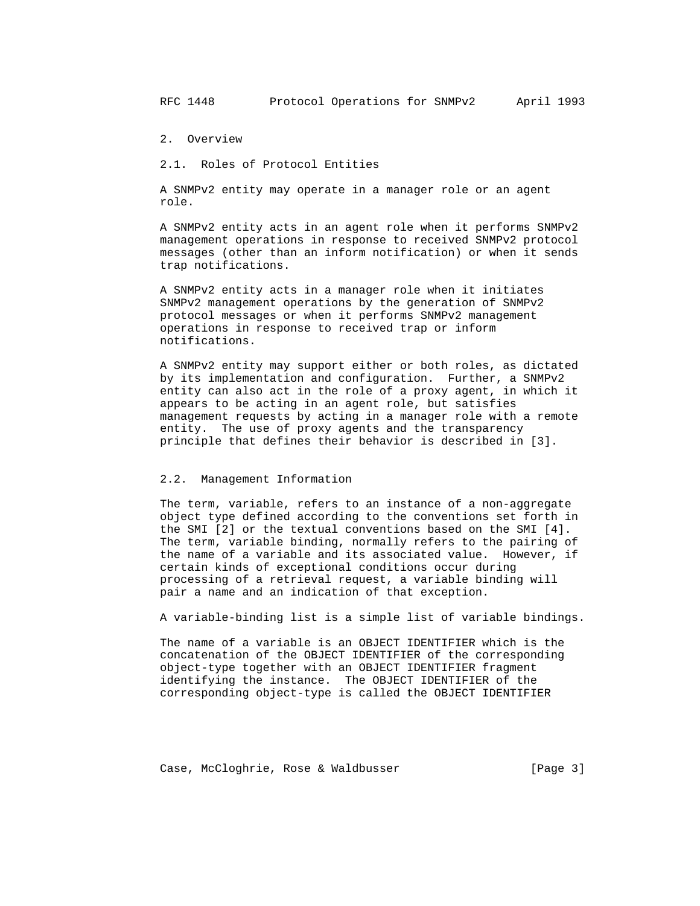## 2. Overview

### 2.1. Roles of Protocol Entities

A SNMPv2 entity may operate in a manager role or an agent role.

A SNMPv2 entity acts in an agent role when it performs SNMPv2 management operations in response to received SNMPv2 protocol messages (other than an inform notification) or when it sends trap notifications.

A SNMPv2 entity acts in a manager role when it initiates SNMPv2 management operations by the generation of SNMPv2 protocol messages or when it performs SNMPv2 management operations in response to received trap or inform notifications.

A SNMPv2 entity may support either or both roles, as dictated by its implementation and configuration. Further, a SNMPv2 entity can also act in the role of a proxy agent, in which it appears to be acting in an agent role, but satisfies management requests by acting in a manager role with a remote entity. The use of proxy agents and the transparency principle that defines their behavior is described in [3].

### 2.2. Management Information

The term, variable, refers to an instance of a non-aggregate object type defined according to the conventions set forth in the SMI [2] or the textual conventions based on the SMI [4]. The term, variable binding, normally refers to the pairing of the name of a variable and its associated value. However, if certain kinds of exceptional conditions occur during processing of a retrieval request, a variable binding will pair a name and an indication of that exception.

A variable-binding list is a simple list of variable bindings.

The name of a variable is an OBJECT IDENTIFIER which is the concatenation of the OBJECT IDENTIFIER of the corresponding object-type together with an OBJECT IDENTIFIER fragment identifying the instance. The OBJECT IDENTIFIER of the corresponding object-type is called the OBJECT IDENTIFIER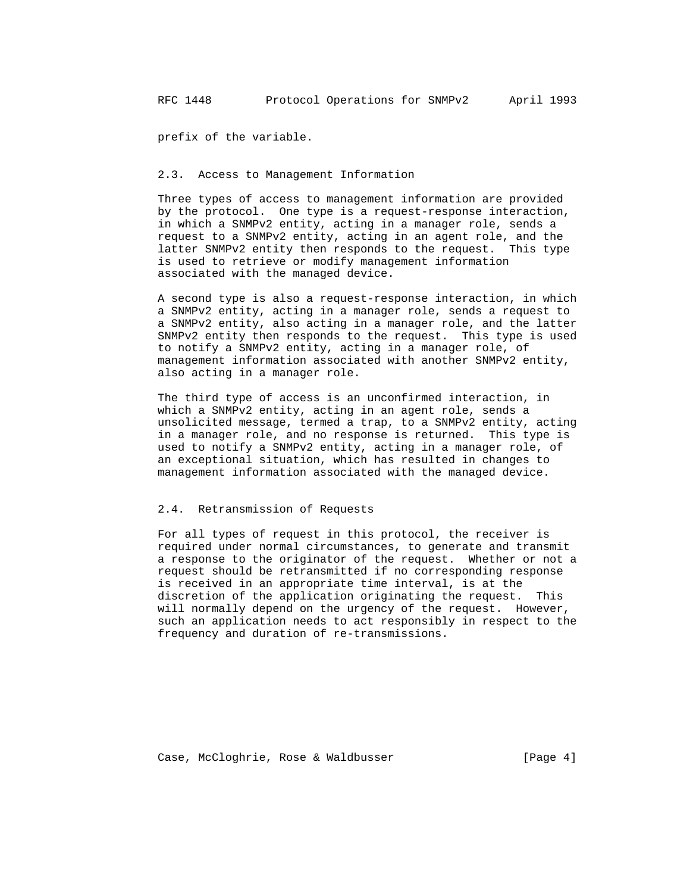prefix of the variable.

### 2.3. Access to Management Information

Three types of access to management information are provided by the protocol. One type is a request-response interaction, in which a SNMPv2 entity, acting in a manager role, sends a request to a SNMPv2 entity, acting in an agent role, and the latter SNMPv2 entity then responds to the request. This type is used to retrieve or modify management information associated with the managed device.

A second type is also a request-response interaction, in which a SNMPv2 entity, acting in a manager role, sends a request to a SNMPv2 entity, also acting in a manager role, and the latter SNMPv2 entity then responds to the request. This type is used to notify a SNMPv2 entity, acting in a manager role, of management information associated with another SNMPv2 entity, also acting in a manager role.

The third type of access is an unconfirmed interaction, in which a SNMPv2 entity, acting in an agent role, sends a unsolicited message, termed a trap, to a SNMPv2 entity, acting in a manager role, and no response is returned. This type is used to notify a SNMPv2 entity, acting in a manager role, of an exceptional situation, which has resulted in changes to management information associated with the managed device.

### 2.4. Retransmission of Requests

For all types of request in this protocol, the receiver is required under normal circumstances, to generate and transmit a response to the originator of the request. Whether or not a request should be retransmitted if no corresponding response is received in an appropriate time interval, is at the discretion of the application originating the request. This will normally depend on the urgency of the request. However, such an application needs to act responsibly in respect to the frequency and duration of re-transmissions.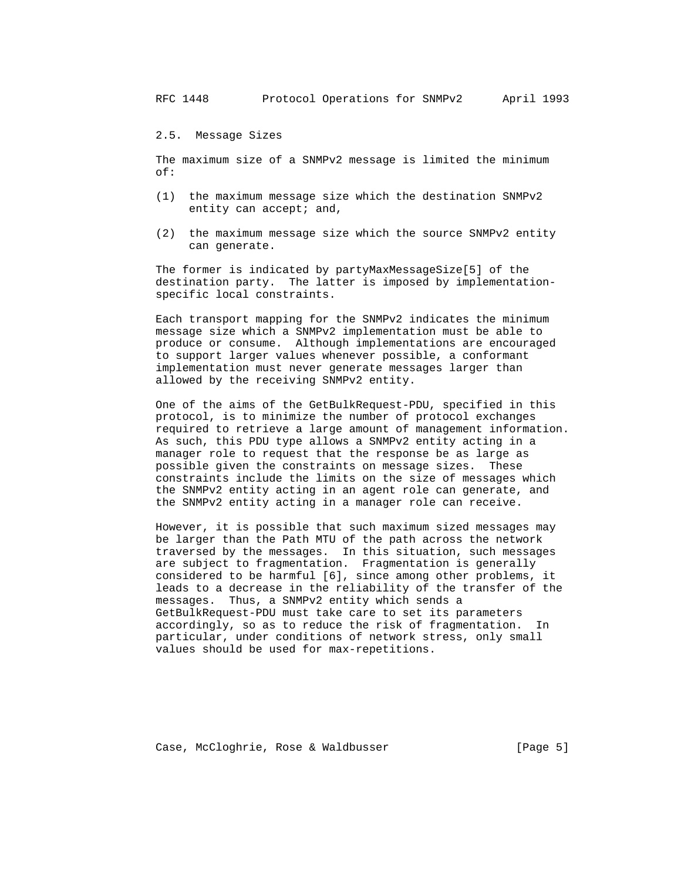## 2.5. Message Sizes

The maximum size of a SNMPv2 message is limited the minimum of:

(1) the maximum message size which the destination SNMPv2 entity can accept; and,

(2) the maximum message size which the source SNMPv2 entity can generate.

The former is indicated by partyMaxMessageSize[5] of the destination party. The latter is imposed by implementation-specific local constraints.

Each transport mapping for the SNMPv2 indicates the minimum message size which a SNMPv2 implementation must be able to produce or consume. Although implementations are encouraged to support larger values whenever possible, a conformant implementation must never generate messages larger than allowed by the receiving SNMPv2 entity.

One of the aims of the GetBulkRequest-PDU, specified in this protocol, is to minimize the number of protocol exchanges required to retrieve a large amount of management information. As such, this PDU type allows a SNMPv2 entity acting in a manager role to request that the response be as large as possible given the constraints on message sizes. These constraints include the limits on the size of messages which the SNMPv2 entity acting in an agent role can generate, and the SNMPv2 entity acting in a manager role can receive.

However, it is possible that such maximum sized messages may be larger than the Path MTU of the path across the network traversed by the messages. In this situation, such messages are subject to fragmentation. Fragmentation is generally considered to be harmful [6], since among other problems, it leads to a decrease in the reliability of the transfer of the messages. Thus, a SNMPv2 entity which sends a GetBulkRequest-PDU must take care to set its parameters accordingly, so as to reduce the risk of fragmentation. In particular, under conditions of network stress, only small values should be used for max-repetitions.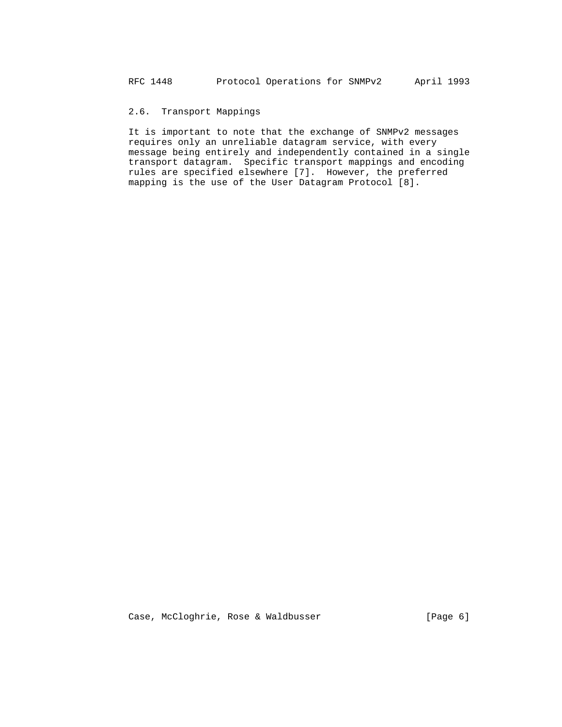### 2.6. Transport Mappings

It is important to note that the exchange of SNMPv2 messages requires only an unreliable datagram service, with every message being entirely and independently contained in a single transport datagram. Specific transport mappings and encoding rules are specified elsewhere [7]. However, the preferred mapping is the use of the User Datagram Protocol [8].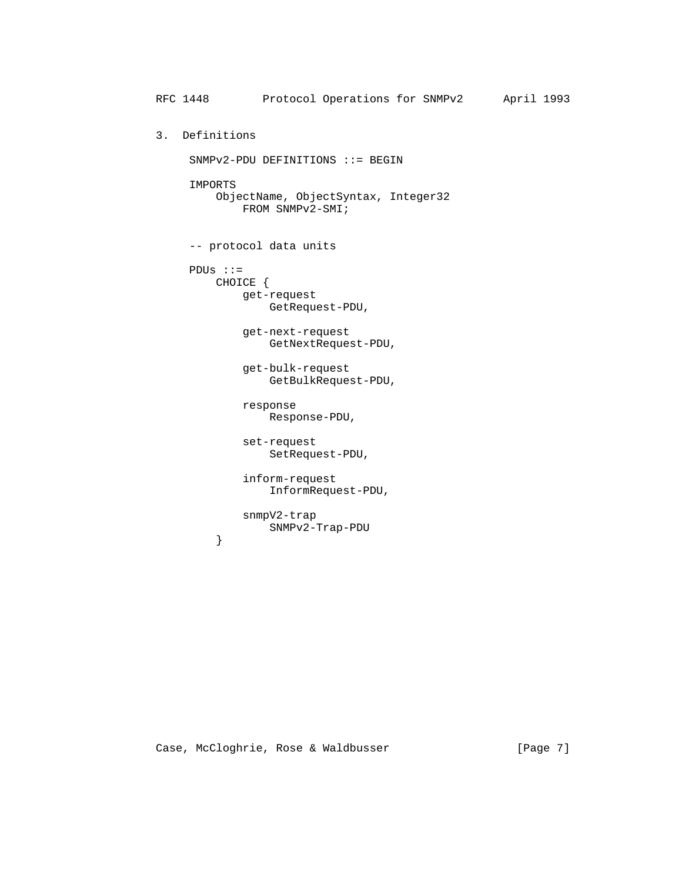## 3. Definitions

```
SNMPv2-PDU DEFINITIONS ::= BEGIN

IMPORTS
    ObjectName, ObjectSyntax, Integer32
        FROM SNMPv2-SMI;


-- protocol data units

PDUs ::=
    CHOICE {
        get-request
            GetRequest-PDU,

        get-next-request
            GetNextRequest-PDU,

        get-bulk-request
            GetBulkRequest-PDU,

        response
            Response-PDU,

        set-request
            SetRequest-PDU,

        inform-request
            InformRequest-PDU,

        snmpV2-trap
            SNMPv2-Trap-PDU
    }
```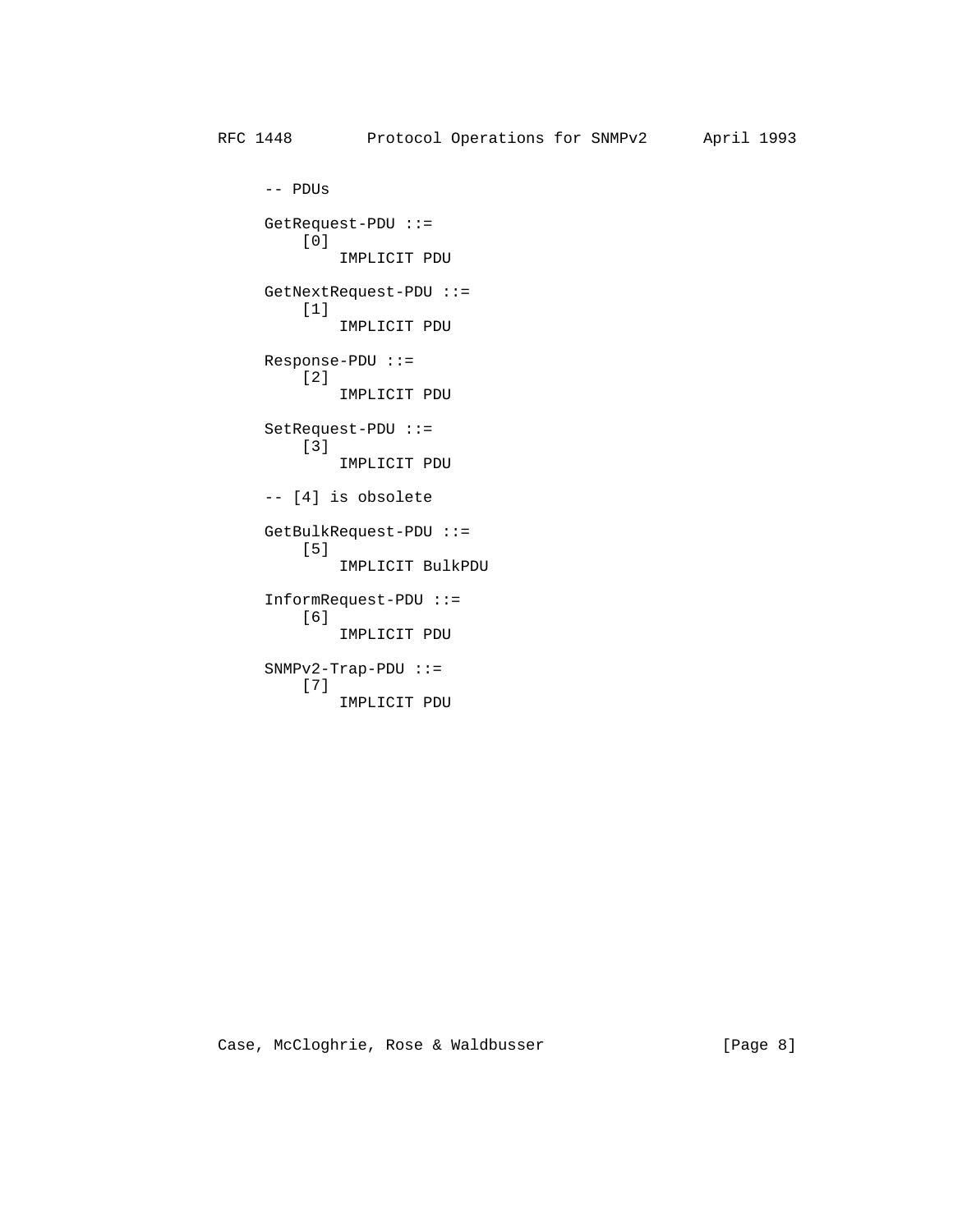```
-- PDUs

GetRequest-PDU ::=
    [0]
        IMPLICIT PDU

GetNextRequest-PDU ::=
    [1]
        IMPLICIT PDU

Response-PDU ::=
    [2]
        IMPLICIT PDU

SetRequest-PDU ::=
    [3]
        IMPLICIT PDU

-- [4] is obsolete

GetBulkRequest-PDU ::=
    [5]
        IMPLICIT BulkPDU

InformRequest-PDU ::=
    [6]
        IMPLICIT PDU

SNMPv2-Trap-PDU ::=
    [7]
        IMPLICIT PDU
```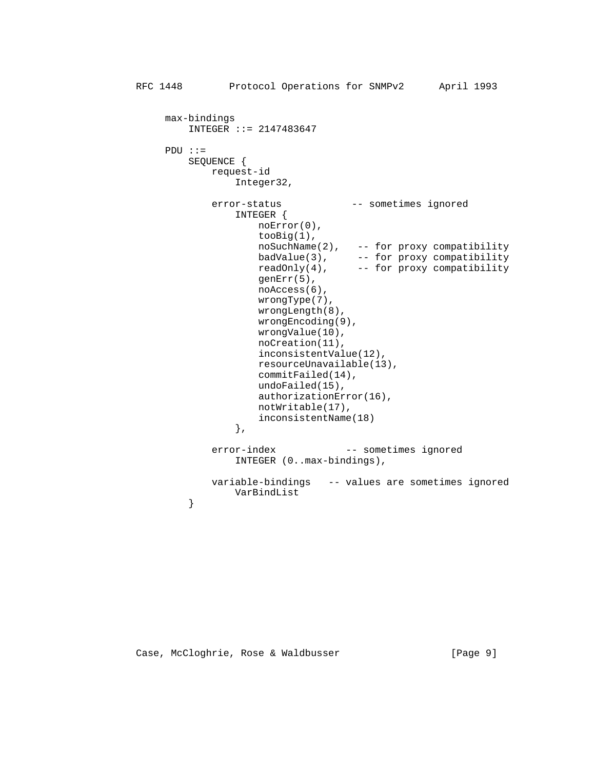```
max-bindings
    INTEGER ::= 2147483647

PDU ::=
    SEQUENCE {
        request-id
            Integer32,

        error-status            -- sometimes ignored
            INTEGER {
                noError(0),
                tooBig(1),
                noSuchName(2),   -- for proxy compatibility
                badValue(3),     -- for proxy compatibility
                readOnly(4),     -- for proxy compatibility
                genErr(5),
                noAccess(6),
                wrongType(7),
                wrongLength(8),
                wrongEncoding(9),
                wrongValue(10),
                noCreation(11),
                inconsistentValue(12),
                resourceUnavailable(13),
                commitFailed(14),
                undoFailed(15),
                authorizationError(16),
                notWritable(17),
                inconsistentName(18)
            },

        error-index            -- sometimes ignored
            INTEGER (0..max-bindings),

        variable-bindings   -- values are sometimes ignored
            VarBindList
    }
```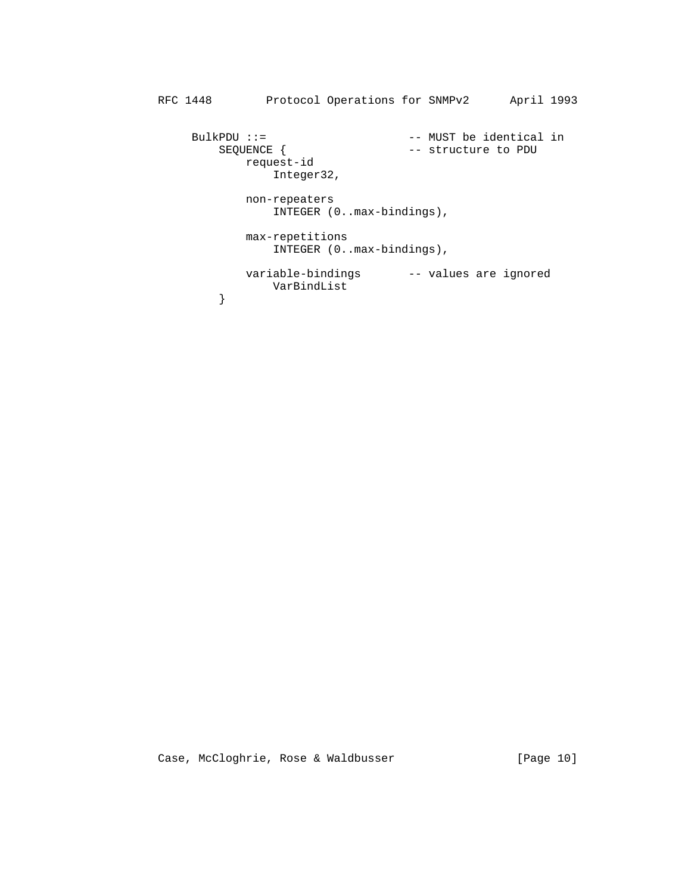```
BulkPDU ::=                     -- MUST be identical in
    SEQUENCE {                  -- structure to PDU
        request-id
            Integer32,

        non-repeaters
            INTEGER (0..max-bindings),

        max-repetitions
            INTEGER (0..max-bindings),

        variable-bindings       -- values are ignored
            VarBindList
    }
```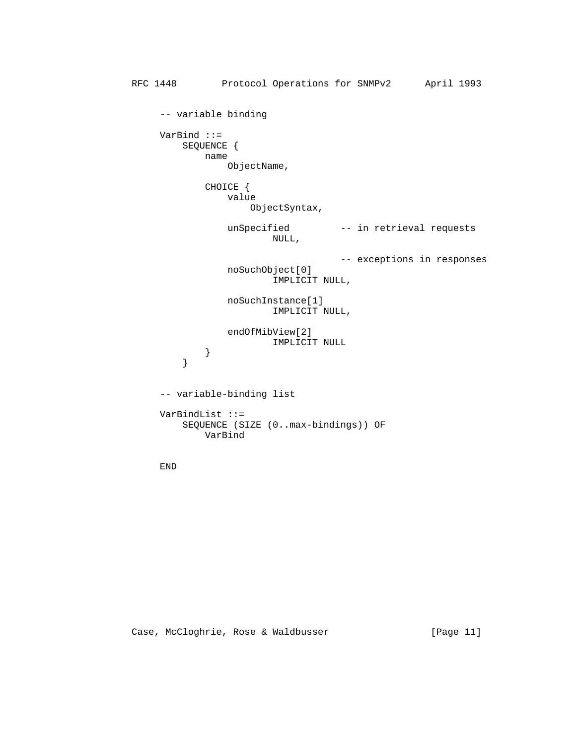```
-- variable binding

VarBind ::=
    SEQUENCE {
        name
            ObjectName,

        CHOICE {
            value
                ObjectSyntax,

            unSpecified         -- in retrieval requests
                    NULL,

                                -- exceptions in responses
            noSuchObject[0]
                    IMPLICIT NULL,

            noSuchInstance[1]
                    IMPLICIT NULL,

            endOfMibView[2]
                    IMPLICIT NULL
        }
    }


-- variable-binding list

VarBindList ::=
    SEQUENCE (SIZE (0..max-bindings)) OF
        VarBind


END
```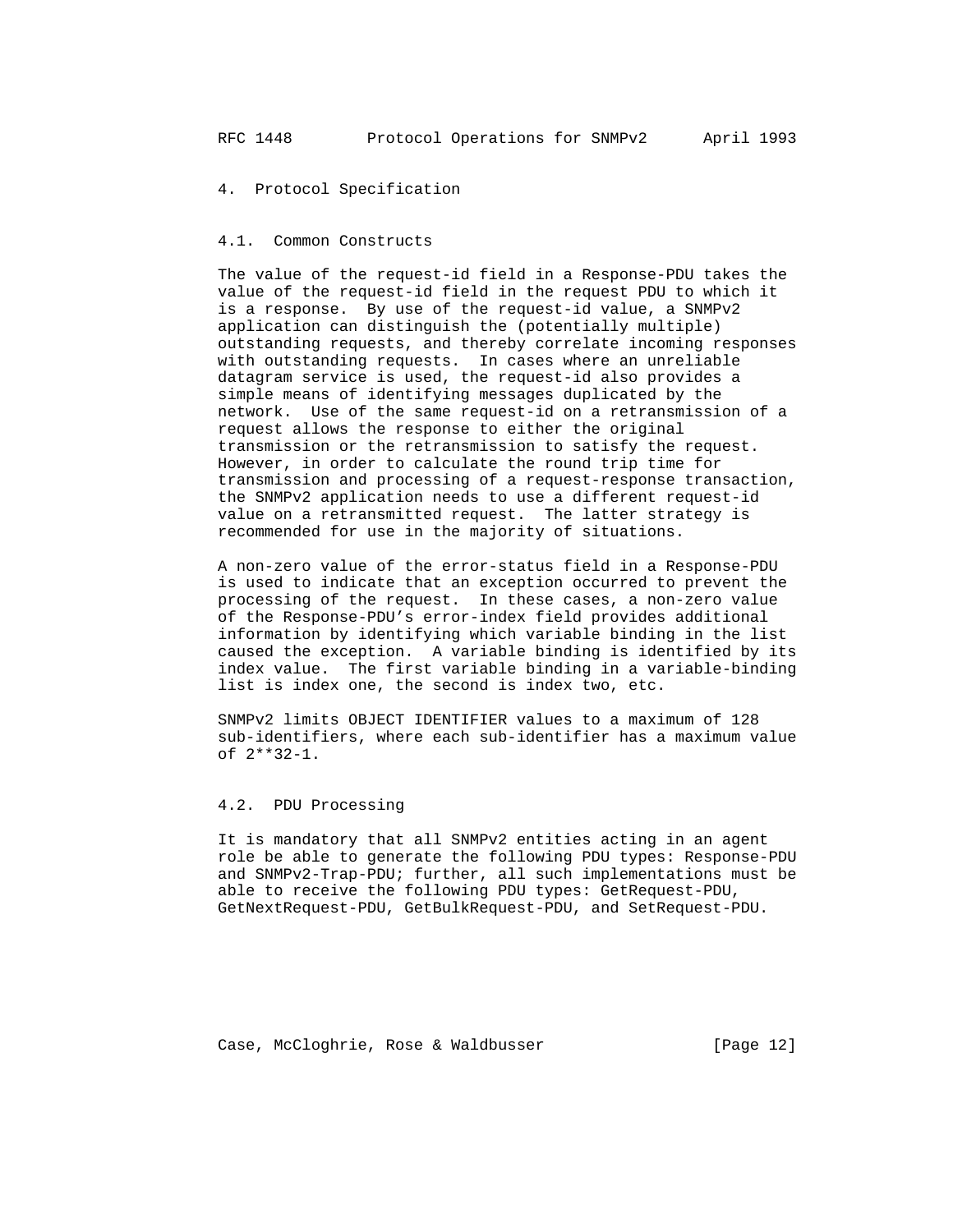# 4. Protocol Specification

## 4.1. Common Constructs

The value of the request-id field in a Response-PDU takes the value of the request-id field in the request PDU to which it is a response. By use of the request-id value, a SNMPv2 application can distinguish the (potentially multiple) outstanding requests, and thereby correlate incoming responses with outstanding requests. In cases where an unreliable datagram service is used, the request-id also provides a simple means of identifying messages duplicated by the network. Use of the same request-id on a retransmission of a request allows the response to either the original transmission or the retransmission to satisfy the request. However, in order to calculate the round trip time for transmission and processing of a request-response transaction, the SNMPv2 application needs to use a different request-id value on a retransmitted request. The latter strategy is recommended for use in the majority of situations.

A non-zero value of the error-status field in a Response-PDU is used to indicate that an exception occurred to prevent the processing of the request. In these cases, a non-zero value of the Response-PDU's error-index field provides additional information by identifying which variable binding in the list caused the exception. A variable binding is identified by its index value. The first variable binding in a variable-binding list is index one, the second is index two, etc.

SNMPv2 limits OBJECT IDENTIFIER values to a maximum of 128 sub-identifiers, where each sub-identifier has a maximum value of 2**32-1.

## 4.2. PDU Processing

It is mandatory that all SNMPv2 entities acting in an agent role be able to generate the following PDU types: Response-PDU and SNMPv2-Trap-PDU; further, all such implementations must be able to receive the following PDU types: GetRequest-PDU, GetNextRequest-PDU, GetBulkRequest-PDU, and SetRequest-PDU.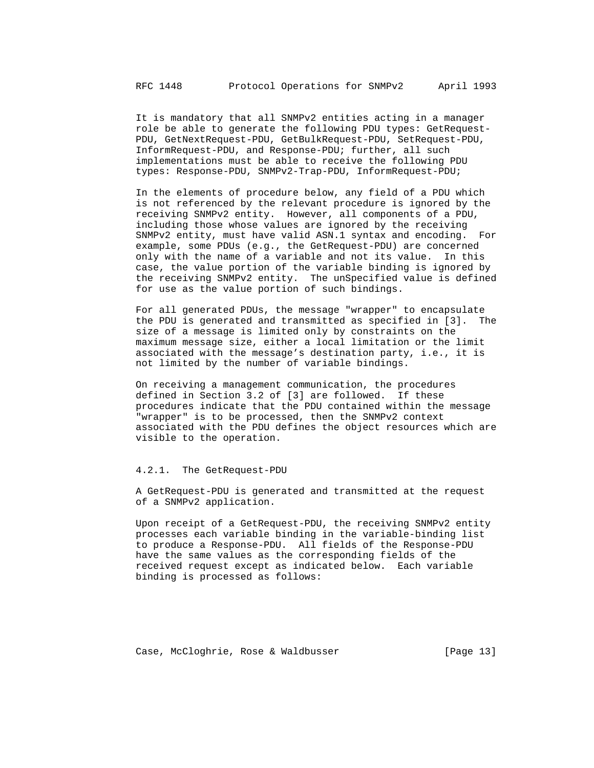It is mandatory that all SNMPv2 entities acting in a manager role be able to generate the following PDU types: GetRequest-PDU, GetNextRequest-PDU, GetBulkRequest-PDU, SetRequest-PDU, InformRequest-PDU, and Response-PDU; further, all such implementations must be able to receive the following PDU types: Response-PDU, SNMPv2-Trap-PDU, InformRequest-PDU;

In the elements of procedure below, any field of a PDU which is not referenced by the relevant procedure is ignored by the receiving SNMPv2 entity. However, all components of a PDU, including those whose values are ignored by the receiving SNMPv2 entity, must have valid ASN.1 syntax and encoding. For example, some PDUs (e.g., the GetRequest-PDU) are concerned only with the name of a variable and not its value. In this case, the value portion of the variable binding is ignored by the receiving SNMPv2 entity. The unSpecified value is defined for use as the value portion of such bindings.

For all generated PDUs, the message "wrapper" to encapsulate the PDU is generated and transmitted as specified in [3]. The size of a message is limited only by constraints on the maximum message size, either a local limitation or the limit associated with the message's destination party, i.e., it is not limited by the number of variable bindings.

On receiving a management communication, the procedures defined in Section 3.2 of [3] are followed. If these procedures indicate that the PDU contained within the message "wrapper" is to be processed, then the SNMPv2 context associated with the PDU defines the object resources which are visible to the operation.

### 4.2.1. The GetRequest-PDU

A GetRequest-PDU is generated and transmitted at the request of a SNMPv2 application.

Upon receipt of a GetRequest-PDU, the receiving SNMPv2 entity processes each variable binding in the variable-binding list to produce a Response-PDU. All fields of the Response-PDU have the same values as the corresponding fields of the received request except as indicated below. Each variable binding is processed as follows: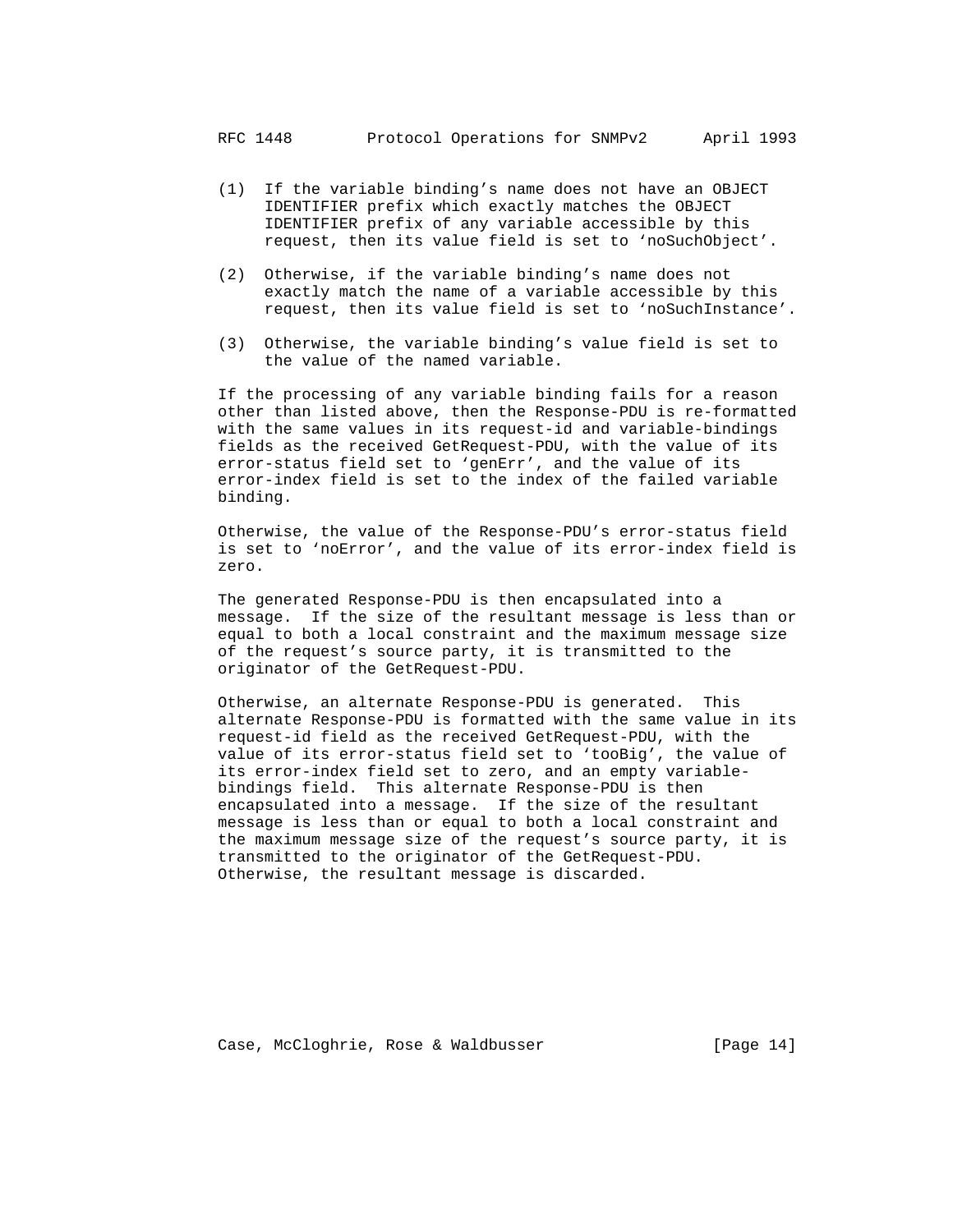(1) If the variable binding's name does not have an OBJECT IDENTIFIER prefix which exactly matches the OBJECT IDENTIFIER prefix of any variable accessible by this request, then its value field is set to 'noSuchObject'.

(2) Otherwise, if the variable binding's name does not exactly match the name of a variable accessible by this request, then its value field is set to 'noSuchInstance'.

(3) Otherwise, the variable binding's value field is set to the value of the named variable.

If the processing of any variable binding fails for a reason other than listed above, then the Response-PDU is re-formatted with the same values in its request-id and variable-bindings fields as the received GetRequest-PDU, with the value of its error-status field set to 'genErr', and the value of its error-index field is set to the index of the failed variable binding.

Otherwise, the value of the Response-PDU's error-status field is set to 'noError', and the value of its error-index field is zero.

The generated Response-PDU is then encapsulated into a message. If the size of the resultant message is less than or equal to both a local constraint and the maximum message size of the request's source party, it is transmitted to the originator of the GetRequest-PDU.

Otherwise, an alternate Response-PDU is generated. This alternate Response-PDU is formatted with the same value in its request-id field as the received GetRequest-PDU, with the value of its error-status field set to 'tooBig', the value of its error-index field set to zero, and an empty variable-bindings field. This alternate Response-PDU is then encapsulated into a message. If the size of the resultant message is less than or equal to both a local constraint and the maximum message size of the request's source party, it is transmitted to the originator of the GetRequest-PDU. Otherwise, the resultant message is discarded.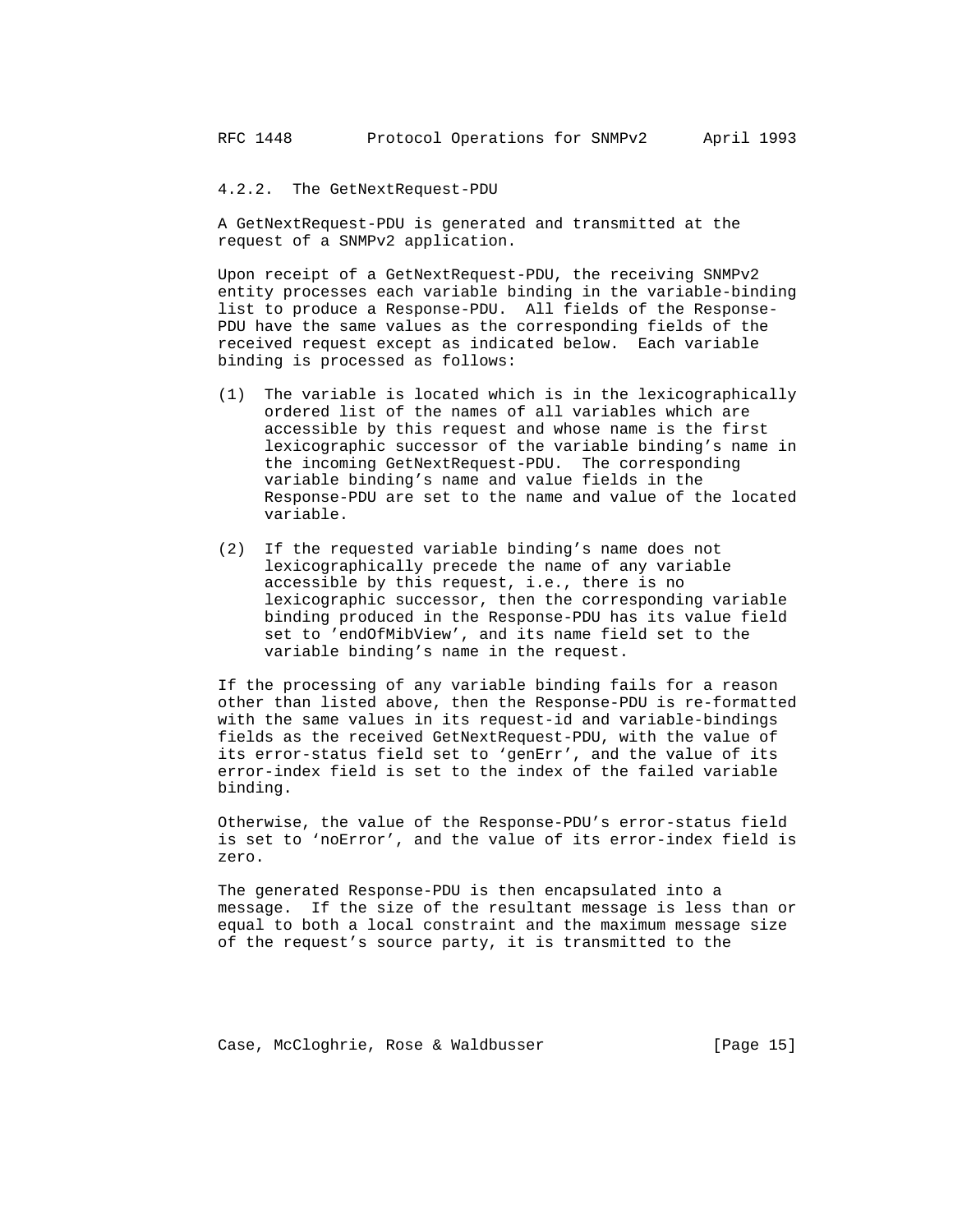### 4.2.2. The GetNextRequest-PDU

A GetNextRequest-PDU is generated and transmitted at the request of a SNMPv2 application.

Upon receipt of a GetNextRequest-PDU, the receiving SNMPv2 entity processes each variable binding in the variable-binding list to produce a Response-PDU. All fields of the Response-PDU have the same values as the corresponding fields of the received request except as indicated below. Each variable binding is processed as follows:

(1) The variable is located which is in the lexicographically ordered list of the names of all variables which are accessible by this request and whose name is the first lexicographic successor of the variable binding's name in the incoming GetNextRequest-PDU. The corresponding variable binding's name and value fields in the Response-PDU are set to the name and value of the located variable.

(2) If the requested variable binding's name does not lexicographically precede the name of any variable accessible by this request, i.e., there is no lexicographic successor, then the corresponding variable binding produced in the Response-PDU has its value field set to 'endOfMibView', and its name field set to the variable binding's name in the request.

If the processing of any variable binding fails for a reason other than listed above, then the Response-PDU is re-formatted with the same values in its request-id and variable-bindings fields as the received GetNextRequest-PDU, with the value of its error-status field set to 'genErr', and the value of its error-index field is set to the index of the failed variable binding.

Otherwise, the value of the Response-PDU's error-status field is set to 'noError', and the value of its error-index field is zero.

The generated Response-PDU is then encapsulated into a message. If the size of the resultant message is less than or equal to both a local constraint and the maximum message size of the request's source party, it is transmitted to the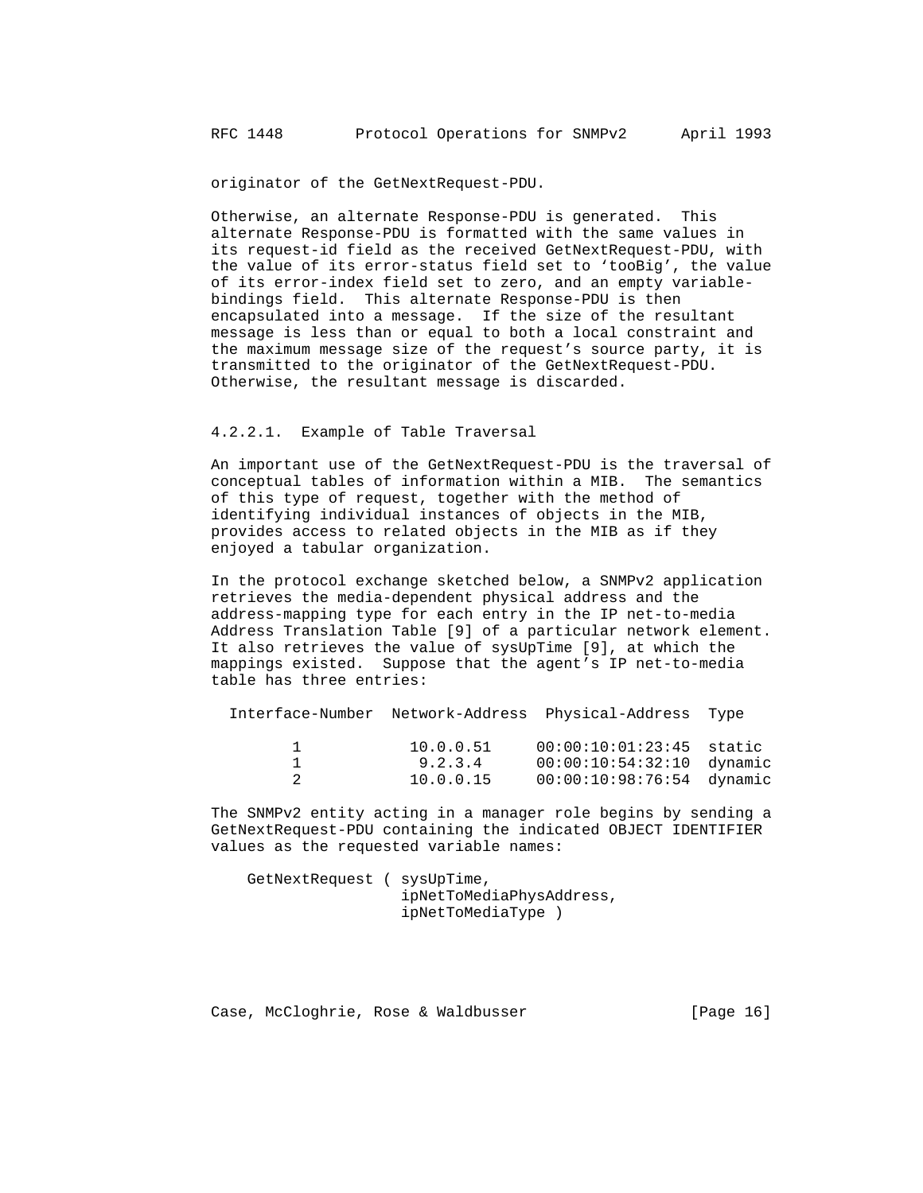originator of the GetNextRequest-PDU.

Otherwise, an alternate Response-PDU is generated. This alternate Response-PDU is formatted with the same values in its request-id field as the received GetNextRequest-PDU, with the value of its error-status field set to 'tooBig', the value of its error-index field set to zero, and an empty variable-bindings field. This alternate Response-PDU is then encapsulated into a message. If the size of the resultant message is less than or equal to both a local constraint and the maximum message size of the request's source party, it is transmitted to the originator of the GetNextRequest-PDU. Otherwise, the resultant message is discarded.

### 4.2.2.1. Example of Table Traversal

An important use of the GetNextRequest-PDU is the traversal of conceptual tables of information within a MIB. The semantics of this type of request, together with the method of identifying individual instances of objects in the MIB, provides access to related objects in the MIB as if they enjoyed a tabular organization.

In the protocol exchange sketched below, a SNMPv2 application retrieves the media-dependent physical address and the address-mapping type for each entry in the IP net-to-media Address Translation Table [9] of a particular network element. It also retrieves the value of sysUpTime [9], at which the mappings existed. Suppose that the agent's IP net-to-media table has three entries:

| Interface-Number | Network-Address | Physical-Address | Type |
|---|---|---|---|
| 1 | 10.0.0.51 | 00:00:10:01:23:45 | static |
| 1 | 9.2.3.4 | 00:00:10:54:32:10 | dynamic |
| 2 | 10.0.0.15 | 00:00:10:98:76:54 | dynamic |

The SNMPv2 entity acting in a manager role begins by sending a GetNextRequest-PDU containing the indicated OBJECT IDENTIFIER values as the requested variable names:

```
GetNextRequest ( sysUpTime,
                 ipNetToMediaPhysAddress,
                 ipNetToMediaType )
```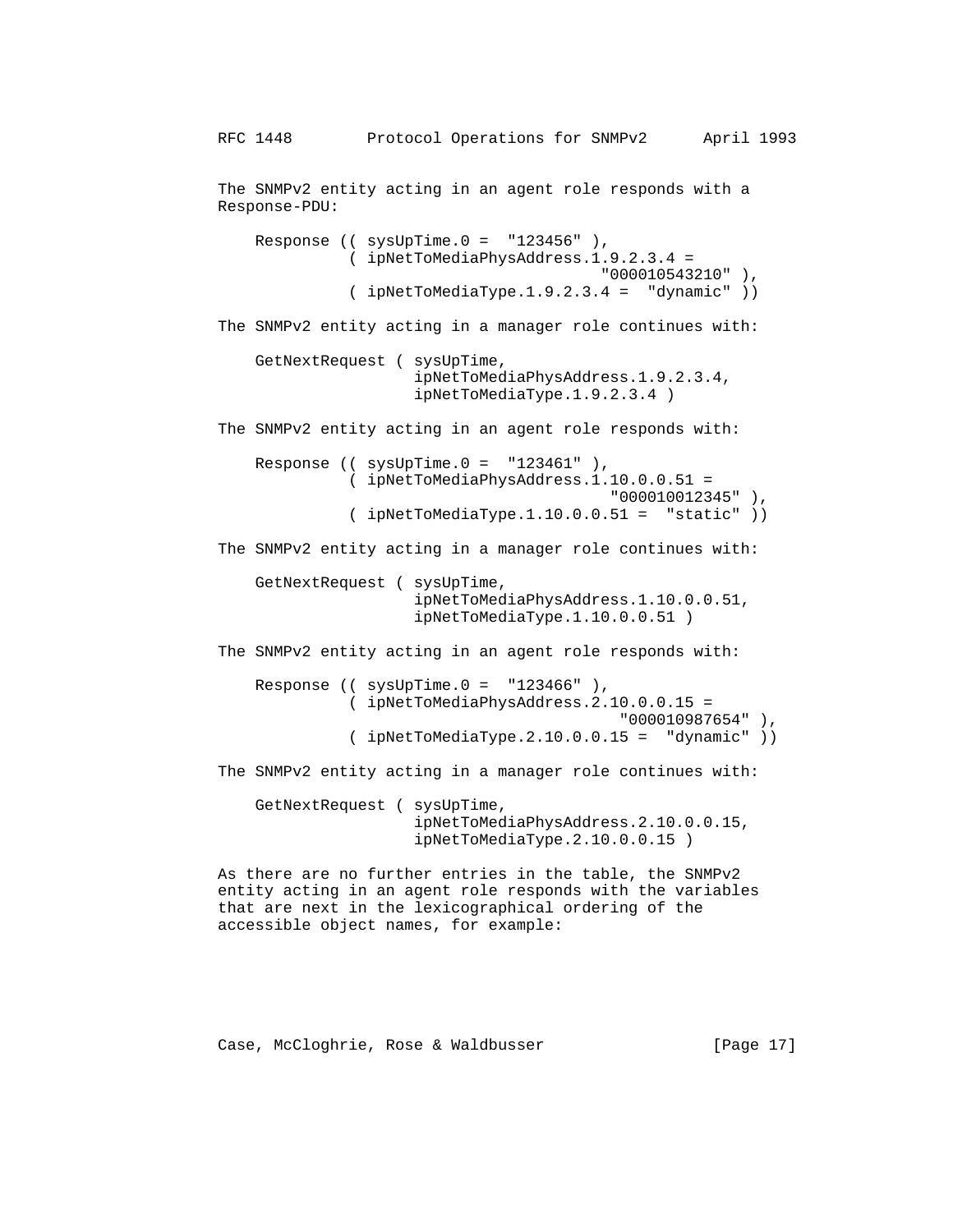The SNMPv2 entity acting in an agent role responds with a Response-PDU:

```
Response (( sysUpTime.0 =  "123456" ),
          ( ipNetToMediaPhysAddress.1.9.2.3.4 =
                                     "000010543210" ),
          ( ipNetToMediaType.1.9.2.3.4 =  "dynamic" ))
```

The SNMPv2 entity acting in a manager role continues with:

```
GetNextRequest ( sysUpTime,
                 ipNetToMediaPhysAddress.1.9.2.3.4,
                 ipNetToMediaType.1.9.2.3.4 )
```

The SNMPv2 entity acting in an agent role responds with:

```
Response (( sysUpTime.0 =  "123461" ),
          ( ipNetToMediaPhysAddress.1.10.0.0.51 =
                                      "000010012345" ),
          ( ipNetToMediaType.1.10.0.0.51 =  "static" ))
```

The SNMPv2 entity acting in a manager role continues with:

```
GetNextRequest ( sysUpTime,
                 ipNetToMediaPhysAddress.1.10.0.0.51,
                 ipNetToMediaType.1.10.0.0.51 )
```

The SNMPv2 entity acting in an agent role responds with:

```
Response (( sysUpTime.0 =  "123466" ),
          ( ipNetToMediaPhysAddress.2.10.0.0.15 =
                                      "000010987654" ),
          ( ipNetToMediaType.2.10.0.0.15 =  "dynamic" ))
```

The SNMPv2 entity acting in a manager role continues with:

```
GetNextRequest ( sysUpTime,
                 ipNetToMediaPhysAddress.2.10.0.0.15,
                 ipNetToMediaType.2.10.0.0.15 )
```

As there are no further entries in the table, the SNMPv2 entity acting in an agent role responds with the variables that are next in the lexicographical ordering of the accessible object names, for example: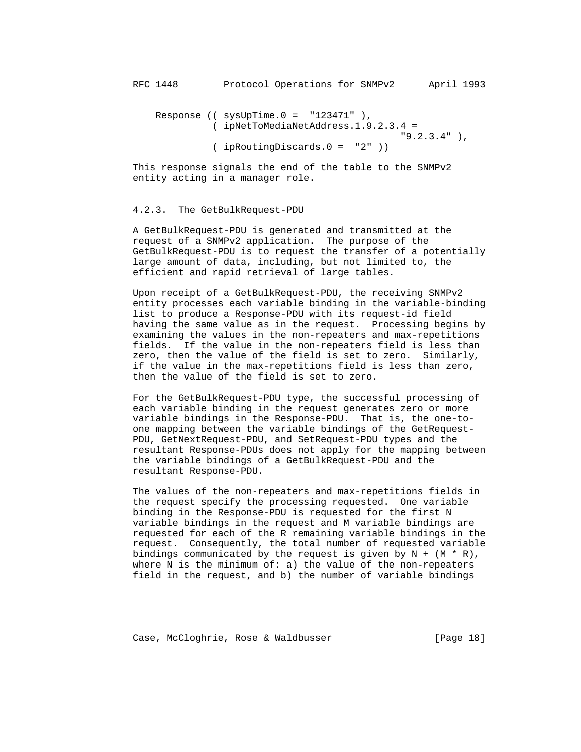```
Response (( sysUpTime.0 =  "123471" ),
          ( ipNetToMediaNetAddress.1.9.2.3.4 =
                                      "9.2.3.4" ),
          ( ipRoutingDiscards.0 =  "2" ))
```

This response signals the end of the table to the SNMPv2 entity acting in a manager role.

### 4.2.3. The GetBulkRequest-PDU

A GetBulkRequest-PDU is generated and transmitted at the request of a SNMPv2 application. The purpose of the GetBulkRequest-PDU is to request the transfer of a potentially large amount of data, including, but not limited to, the efficient and rapid retrieval of large tables.

Upon receipt of a GetBulkRequest-PDU, the receiving SNMPv2 entity processes each variable binding in the variable-binding list to produce a Response-PDU with its request-id field having the same value as in the request. Processing begins by examining the values in the non-repeaters and max-repetitions fields. If the value in the non-repeaters field is less than zero, then the value of the field is set to zero. Similarly, if the value in the max-repetitions field is less than zero, then the value of the field is set to zero.

For the GetBulkRequest-PDU type, the successful processing of each variable binding in the request generates zero or more variable bindings in the Response-PDU. That is, the one-to-one mapping between the variable bindings of the GetRequest-PDU, GetNextRequest-PDU, and SetRequest-PDU types and the resultant Response-PDUs does not apply for the mapping between the variable bindings of a GetBulkRequest-PDU and the resultant Response-PDU.

The values of the non-repeaters and max-repetitions fields in the request specify the processing requested. One variable binding in the Response-PDU is requested for the first N variable bindings in the request and M variable bindings are requested for each of the R remaining variable bindings in the request. Consequently, the total number of requested variable bindings communicated by the request is given by $N + (M * R)$, where N is the minimum of: a) the value of the non-repeaters field in the request, and b) the number of variable bindings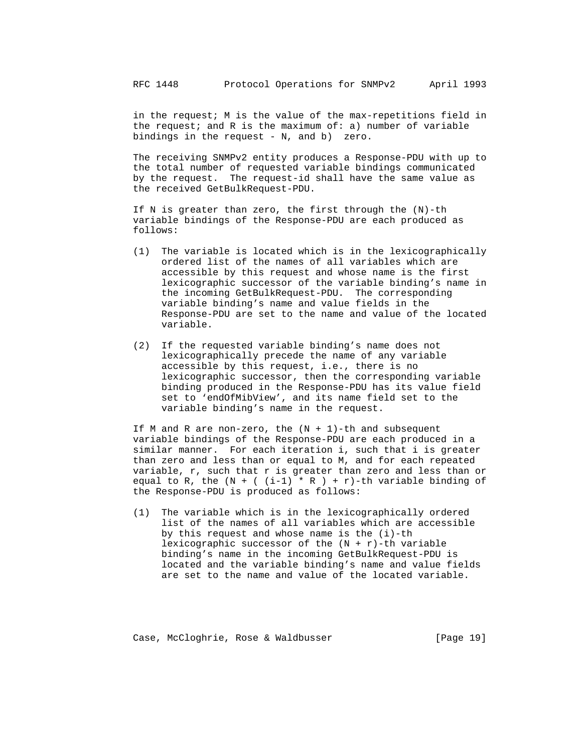in the request; M is the value of the max-repetitions field in the request; and R is the maximum of: a) number of variable bindings in the request - N, and b) zero.

The receiving SNMPv2 entity produces a Response-PDU with up to the total number of requested variable bindings communicated by the request. The request-id shall have the same value as the received GetBulkRequest-PDU.

If N is greater than zero, the first through the (N)-th variable bindings of the Response-PDU are each produced as follows:

(1) The variable is located which is in the lexicographically ordered list of the names of all variables which are accessible by this request and whose name is the first lexicographic successor of the variable binding's name in the incoming GetBulkRequest-PDU. The corresponding variable binding's name and value fields in the Response-PDU are set to the name and value of the located variable.

(2) If the requested variable binding's name does not lexicographically precede the name of any variable accessible by this request, i.e., there is no lexicographic successor, then the corresponding variable binding produced in the Response-PDU has its value field set to 'endOfMibView', and its name field set to the variable binding's name in the request.

If M and R are non-zero, the (N + 1)-th and subsequent variable bindings of the Response-PDU are each produced in a similar manner. For each iteration i, such that i is greater than zero and less than or equal to M, and for each repeated variable, r, such that r is greater than zero and less than or equal to R, the (N + ( (i-1) * R ) + r)-th variable binding of the Response-PDU is produced as follows:

(1) The variable which is in the lexicographically ordered list of the names of all variables which are accessible by this request and whose name is the (i)-th lexicographic successor of the (N + r)-th variable binding's name in the incoming GetBulkRequest-PDU is located and the variable binding's name and value fields are set to the name and value of the located variable.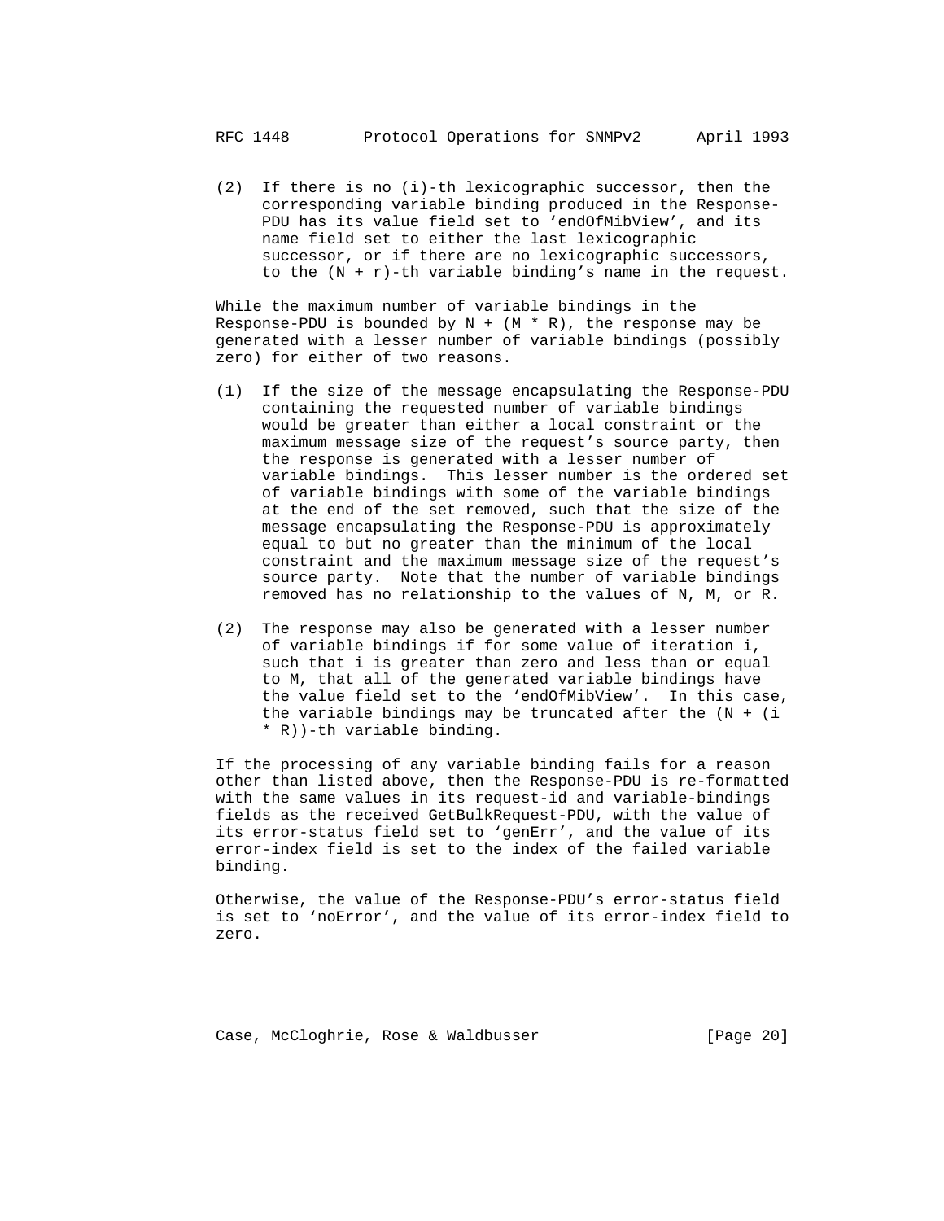(2) If there is no (i)-th lexicographic successor, then the corresponding variable binding produced in the Response-PDU has its value field set to 'endOfMibView', and its name field set to either the last lexicographic successor, or if there are no lexicographic successors, to the $(N + r)$-th variable binding's name in the request.

While the maximum number of variable bindings in the Response-PDU is bounded by $N + (M * R)$, the response may be generated with a lesser number of variable bindings (possibly zero) for either of two reasons.

(1) If the size of the message encapsulating the Response-PDU containing the requested number of variable bindings would be greater than either a local constraint or the maximum message size of the request's source party, then the response is generated with a lesser number of variable bindings. This lesser number is the ordered set of variable bindings with some of the variable bindings at the end of the set removed, such that the size of the message encapsulating the Response-PDU is approximately equal to but no greater than the minimum of the local constraint and the maximum message size of the request's source party. Note that the number of variable bindings removed has no relationship to the values of N, M, or R.

(2) The response may also be generated with a lesser number of variable bindings if for some value of iteration i, such that i is greater than zero and less than or equal to M, that all of the generated variable bindings have the value field set to the 'endOfMibView'. In this case, the variable bindings may be truncated after the $(N + (i * R))$-th variable binding.

If the processing of any variable binding fails for a reason other than listed above, then the Response-PDU is re-formatted with the same values in its request-id and variable-bindings fields as the received GetBulkRequest-PDU, with the value of its error-status field set to 'genErr', and the value of its error-index field is set to the index of the failed variable binding.

Otherwise, the value of the Response-PDU's error-status field is set to 'noError', and the value of its error-index field to zero.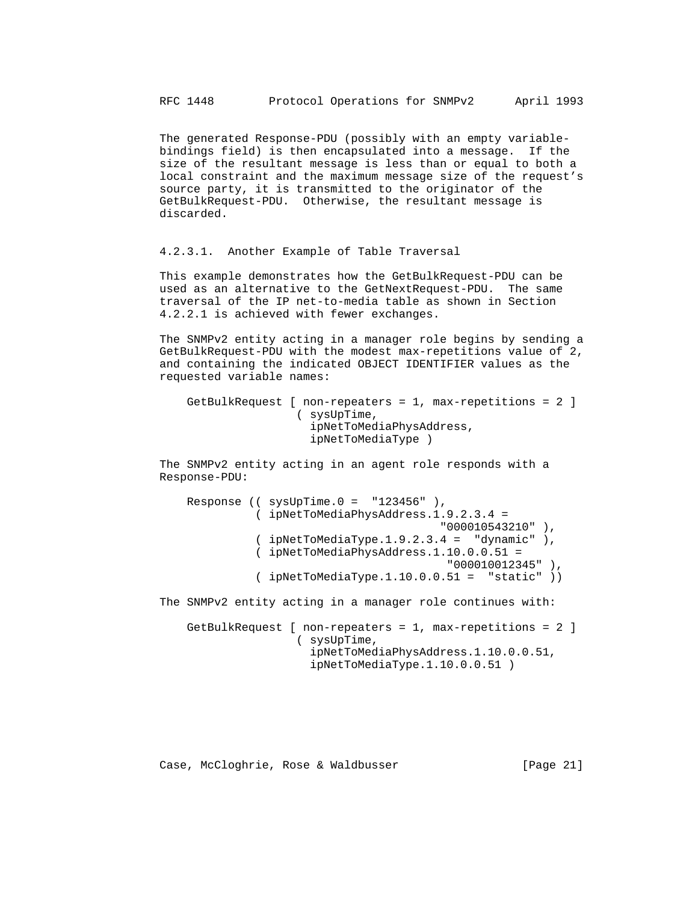The generated Response-PDU (possibly with an empty variable-bindings field) is then encapsulated into a message. If the size of the resultant message is less than or equal to both a local constraint and the maximum message size of the request's source party, it is transmitted to the originator of the GetBulkRequest-PDU. Otherwise, the resultant message is discarded.

#### 4.2.3.1. Another Example of Table Traversal

This example demonstrates how the GetBulkRequest-PDU can be used as an alternative to the GetNextRequest-PDU. The same traversal of the IP net-to-media table as shown in Section 4.2.2.1 is achieved with fewer exchanges.

The SNMPv2 entity acting in a manager role begins by sending a GetBulkRequest-PDU with the modest max-repetitions value of 2, and containing the indicated OBJECT IDENTIFIER values as the requested variable names:

```
GetBulkRequest [ non-repeaters = 1, max-repetitions = 2 ]
                ( sysUpTime,
                  ipNetToMediaPhysAddress,
                  ipNetToMediaType )
```

The SNMPv2 entity acting in an agent role responds with a Response-PDU:

```
Response (( sysUpTime.0 =  "123456" ),
          ( ipNetToMediaPhysAddress.1.9.2.3.4 =
                                     "000010543210" ),
          ( ipNetToMediaType.1.9.2.3.4 =  "dynamic" ),
          ( ipNetToMediaPhysAddress.1.10.0.0.51 =
                                       "000010012345" ),
          ( ipNetToMediaType.1.10.0.0.51 =  "static" ))
```

The SNMPv2 entity acting in a manager role continues with:

```
GetBulkRequest [ non-repeaters = 1, max-repetitions = 2 ]
                ( sysUpTime,
                  ipNetToMediaPhysAddress.1.10.0.0.51,
                  ipNetToMediaType.1.10.0.0.51 )
```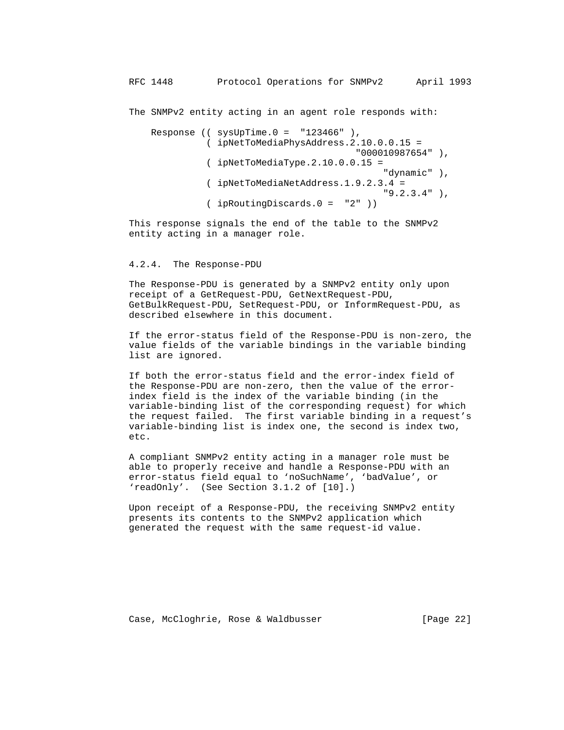The SNMPv2 entity acting in an agent role responds with:

```
    Response (( sysUpTime.0 =  "123466" ),
              ( ipNetToMediaPhysAddress.2.10.0.0.15 =
                                         "000010987654" ),
              ( ipNetToMediaType.2.10.0.0.15 =
                                              "dynamic" ),
              ( ipNetToMediaNetAddress.1.9.2.3.4 =
                                              "9.2.3.4" ),
              ( ipRoutingDiscards.0 =  "2" ))
```

This response signals the end of the table to the SNMPv2 entity acting in a manager role.

### 4.2.4. The Response-PDU

The Response-PDU is generated by a SNMPv2 entity only upon receipt of a GetRequest-PDU, GetNextRequest-PDU, GetBulkRequest-PDU, SetRequest-PDU, or InformRequest-PDU, as described elsewhere in this document.

If the error-status field of the Response-PDU is non-zero, the value fields of the variable bindings in the variable binding list are ignored.

If both the error-status field and the error-index field of the Response-PDU are non-zero, then the value of the error-index field is the index of the variable binding (in the variable-binding list of the corresponding request) for which the request failed. The first variable binding in a request's variable-binding list is index one, the second is index two, etc.

A compliant SNMPv2 entity acting in a manager role must be able to properly receive and handle a Response-PDU with an error-status field equal to 'noSuchName', 'badValue', or 'readOnly'. (See Section 3.1.2 of [10].)

Upon receipt of a Response-PDU, the receiving SNMPv2 entity presents its contents to the SNMPv2 application which generated the request with the same request-id value.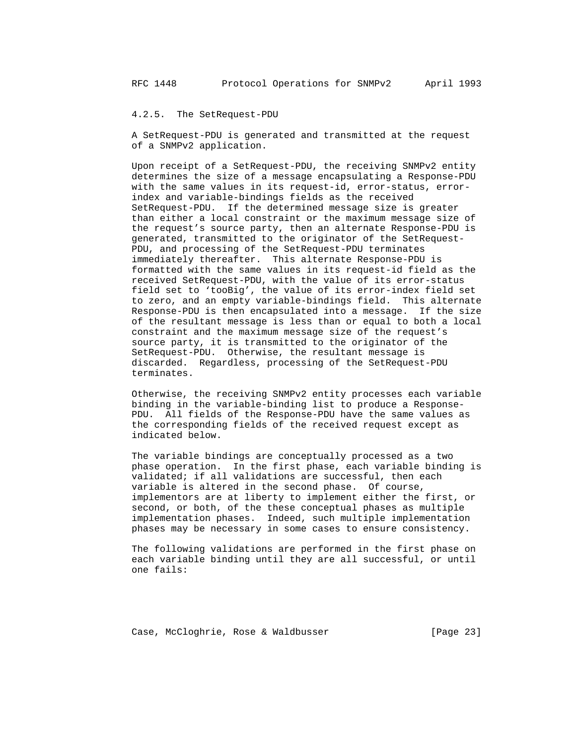### 4.2.5. The SetRequest-PDU

A SetRequest-PDU is generated and transmitted at the request of a SNMPv2 application.

Upon receipt of a SetRequest-PDU, the receiving SNMPv2 entity determines the size of a message encapsulating a Response-PDU with the same values in its request-id, error-status, error-index and variable-bindings fields as the received SetRequest-PDU. If the determined message size is greater than either a local constraint or the maximum message size of the request's source party, then an alternate Response-PDU is generated, transmitted to the originator of the SetRequest-PDU, and processing of the SetRequest-PDU terminates immediately thereafter. This alternate Response-PDU is formatted with the same values in its request-id field as the received SetRequest-PDU, with the value of its error-status field set to 'tooBig', the value of its error-index field set to zero, and an empty variable-bindings field. This alternate Response-PDU is then encapsulated into a message. If the size of the resultant message is less than or equal to both a local constraint and the maximum message size of the request's source party, it is transmitted to the originator of the SetRequest-PDU. Otherwise, the resultant message is discarded. Regardless, processing of the SetRequest-PDU terminates.

Otherwise, the receiving SNMPv2 entity processes each variable binding in the variable-binding list to produce a Response-PDU. All fields of the Response-PDU have the same values as the corresponding fields of the received request except as indicated below.

The variable bindings are conceptually processed as a two phase operation. In the first phase, each variable binding is validated; if all validations are successful, then each variable is altered in the second phase. Of course, implementors are at liberty to implement either the first, or second, or both, of the these conceptual phases as multiple implementation phases. Indeed, such multiple implementation phases may be necessary in some cases to ensure consistency.

The following validations are performed in the first phase on each variable binding until they are all successful, or until one fails: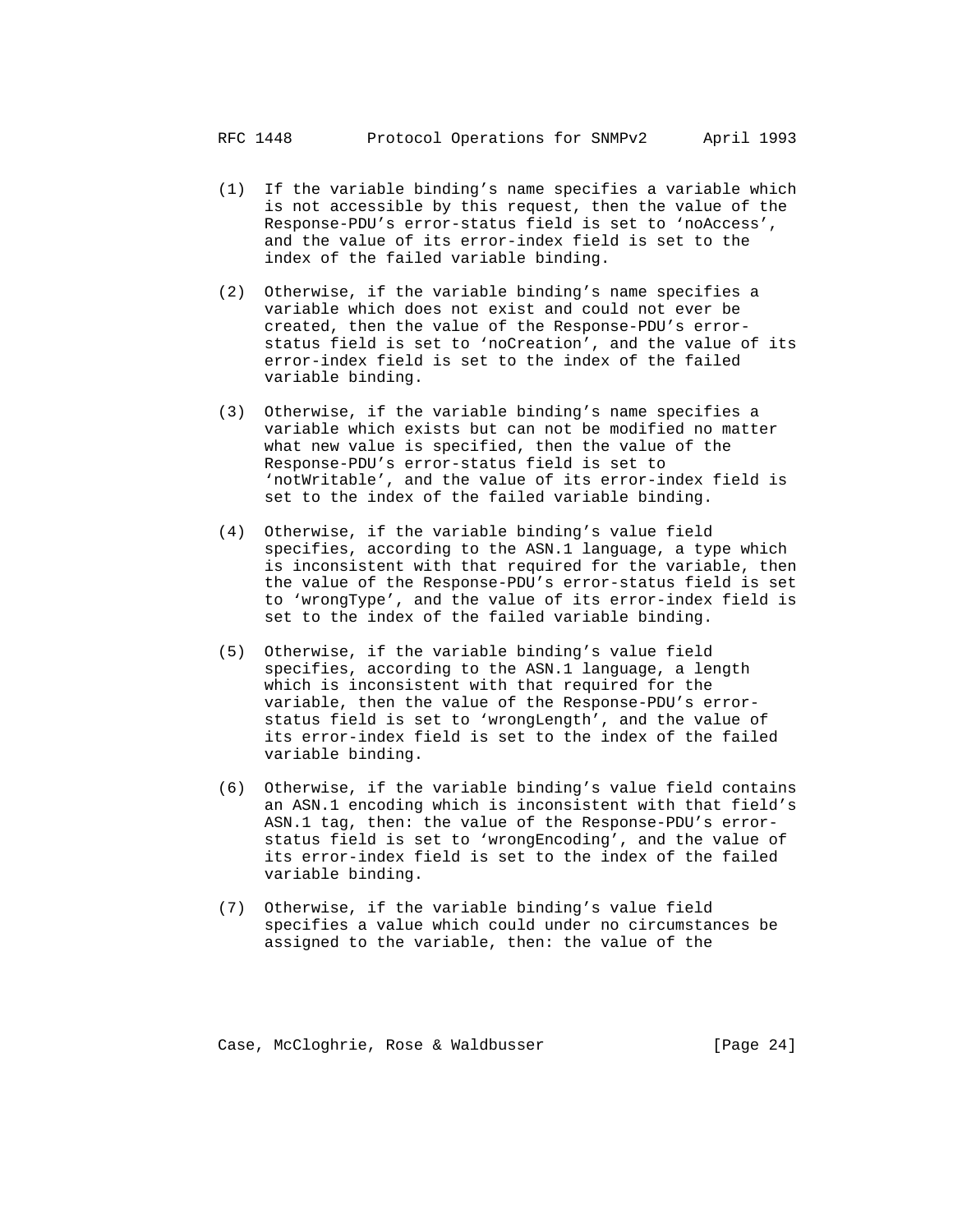(1) If the variable binding's name specifies a variable which is not accessible by this request, then the value of the Response-PDU's error-status field is set to 'noAccess', and the value of its error-index field is set to the index of the failed variable binding.

(2) Otherwise, if the variable binding's name specifies a variable which does not exist and could not ever be created, then the value of the Response-PDU's error-status field is set to 'noCreation', and the value of its error-index field is set to the index of the failed variable binding.

(3) Otherwise, if the variable binding's name specifies a variable which exists but can not be modified no matter what new value is specified, then the value of the Response-PDU's error-status field is set to 'notWritable', and the value of its error-index field is set to the index of the failed variable binding.

(4) Otherwise, if the variable binding's value field specifies, according to the ASN.1 language, a type which is inconsistent with that required for the variable, then the value of the Response-PDU's error-status field is set to 'wrongType', and the value of its error-index field is set to the index of the failed variable binding.

(5) Otherwise, if the variable binding's value field specifies, according to the ASN.1 language, a length which is inconsistent with that required for the variable, then the value of the Response-PDU's error-status field is set to 'wrongLength', and the value of its error-index field is set to the index of the failed variable binding.

(6) Otherwise, if the variable binding's value field contains an ASN.1 encoding which is inconsistent with that field's ASN.1 tag, then: the value of the Response-PDU's error-status field is set to 'wrongEncoding', and the value of its error-index field is set to the index of the failed variable binding.

(7) Otherwise, if the variable binding's value field specifies a value which could under no circumstances be assigned to the variable, then: the value of the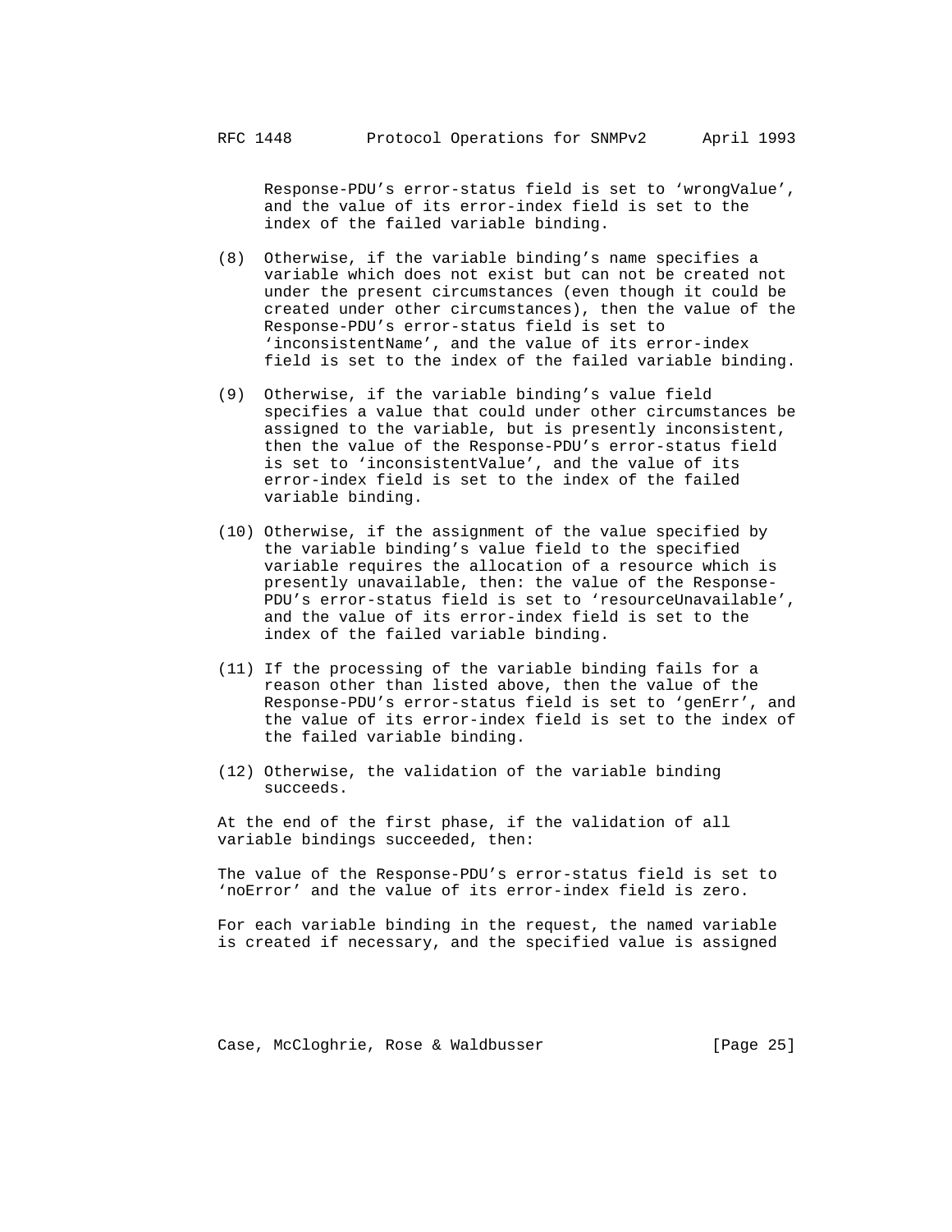Response-PDU's error-status field is set to 'wrongValue', and the value of its error-index field is set to the index of the failed variable binding.

(8) Otherwise, if the variable binding's name specifies a variable which does not exist but can not be created not under the present circumstances (even though it could be created under other circumstances), then the value of the Response-PDU's error-status field is set to 'inconsistentName', and the value of its error-index field is set to the index of the failed variable binding.

(9) Otherwise, if the variable binding's value field specifies a value that could under other circumstances be assigned to the variable, but is presently inconsistent, then the value of the Response-PDU's error-status field is set to 'inconsistentValue', and the value of its error-index field is set to the index of the failed variable binding.

(10) Otherwise, if the assignment of the value specified by the variable binding's value field to the specified variable requires the allocation of a resource which is presently unavailable, then: the value of the Response-PDU's error-status field is set to 'resourceUnavailable', and the value of its error-index field is set to the index of the failed variable binding.

(11) If the processing of the variable binding fails for a reason other than listed above, then the value of the Response-PDU's error-status field is set to 'genErr', and the value of its error-index field is set to the index of the failed variable binding.

(12) Otherwise, the validation of the variable binding succeeds.

At the end of the first phase, if the validation of all variable bindings succeeded, then:

The value of the Response-PDU's error-status field is set to 'noError' and the value of its error-index field is zero.

For each variable binding in the request, the named variable is created if necessary, and the specified value is assigned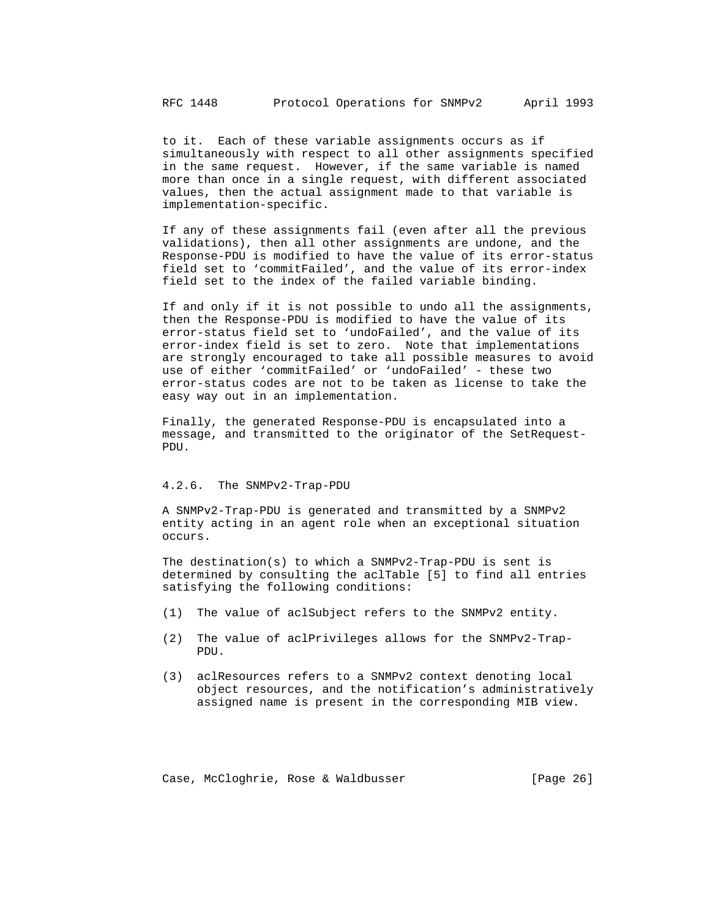to it. Each of these variable assignments occurs as if simultaneously with respect to all other assignments specified in the same request. However, if the same variable is named more than once in a single request, with different associated values, then the actual assignment made to that variable is implementation-specific.

If any of these assignments fail (even after all the previous validations), then all other assignments are undone, and the Response-PDU is modified to have the value of its error-status field set to 'commitFailed', and the value of its error-index field set to the index of the failed variable binding.

If and only if it is not possible to undo all the assignments, then the Response-PDU is modified to have the value of its error-status field set to 'undoFailed', and the value of its error-index field is set to zero. Note that implementations are strongly encouraged to take all possible measures to avoid use of either 'commitFailed' or 'undoFailed' - these two error-status codes are not to be taken as license to take the easy way out in an implementation.

Finally, the generated Response-PDU is encapsulated into a message, and transmitted to the originator of the SetRequest-PDU.

#### 4.2.6. The SNMPv2-Trap-PDU

A SNMPv2-Trap-PDU is generated and transmitted by a SNMPv2 entity acting in an agent role when an exceptional situation occurs.

The destination(s) to which a SNMPv2-Trap-PDU is sent is determined by consulting the aclTable [5] to find all entries satisfying the following conditions:

(1) The value of aclSubject refers to the SNMPv2 entity.

(2) The value of aclPrivileges allows for the SNMPv2-Trap-PDU.

(3) aclResources refers to a SNMPv2 context denoting local object resources, and the notification's administratively assigned name is present in the corresponding MIB view.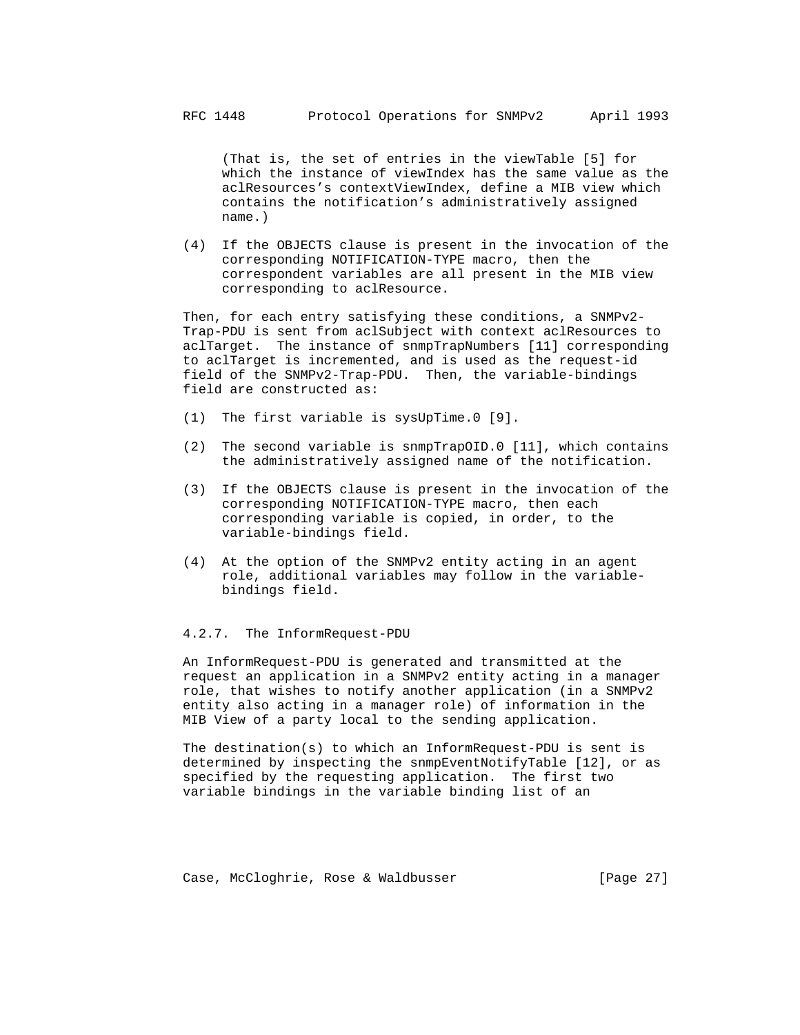(That is, the set of entries in the viewTable [5] for which the instance of viewIndex has the same value as the aclResources's contextViewIndex, define a MIB view which contains the notification's administratively assigned name.)

(4) If the OBJECTS clause is present in the invocation of the corresponding NOTIFICATION-TYPE macro, then the correspondent variables are all present in the MIB view corresponding to aclResource.

Then, for each entry satisfying these conditions, a SNMPv2-Trap-PDU is sent from aclSubject with context aclResources to aclTarget. The instance of snmpTrapNumbers [11] corresponding to aclTarget is incremented, and is used as the request-id field of the SNMPv2-Trap-PDU. Then, the variable-bindings field are constructed as:

(1) The first variable is sysUpTime.0 [9].

(2) The second variable is snmpTrapOID.0 [11], which contains the administratively assigned name of the notification.

(3) If the OBJECTS clause is present in the invocation of the corresponding NOTIFICATION-TYPE macro, then each corresponding variable is copied, in order, to the variable-bindings field.

(4) At the option of the SNMPv2 entity acting in an agent role, additional variables may follow in the variable-bindings field.

### 4.2.7. The InformRequest-PDU

An InformRequest-PDU is generated and transmitted at the request an application in a SNMPv2 entity acting in a manager role, that wishes to notify another application (in a SNMPv2 entity also acting in a manager role) of information in the MIB View of a party local to the sending application.

The destination(s) to which an InformRequest-PDU is sent is determined by inspecting the snmpEventNotifyTable [12], or as specified by the requesting application. The first two variable bindings in the variable binding list of an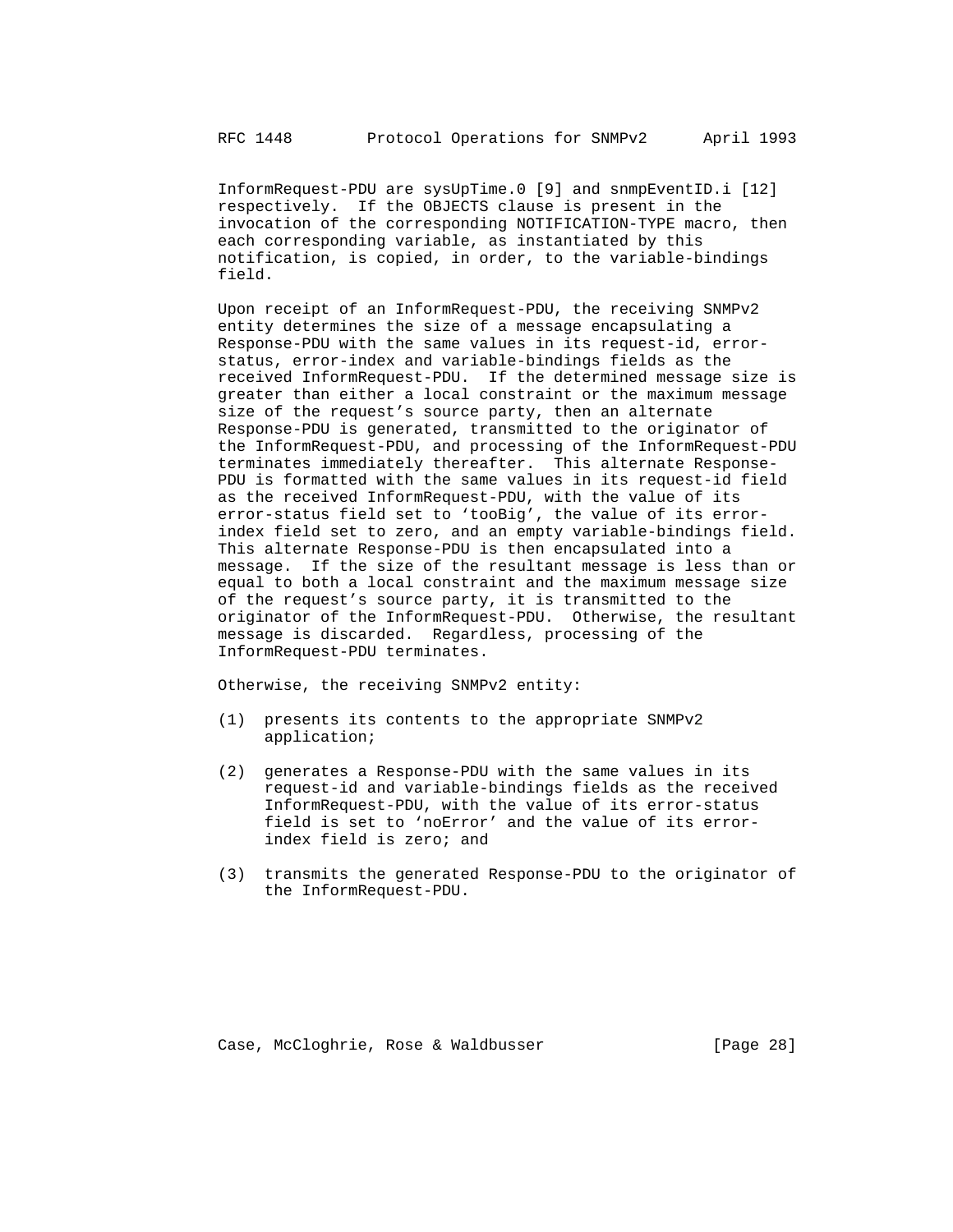InformRequest-PDU are sysUpTime.0 [9] and snmpEventID.i [12] respectively. If the OBJECTS clause is present in the invocation of the corresponding NOTIFICATION-TYPE macro, then each corresponding variable, as instantiated by this notification, is copied, in order, to the variable-bindings field.

Upon receipt of an InformRequest-PDU, the receiving SNMPv2 entity determines the size of a message encapsulating a Response-PDU with the same values in its request-id, error-status, error-index and variable-bindings fields as the received InformRequest-PDU. If the determined message size is greater than either a local constraint or the maximum message size of the request's source party, then an alternate Response-PDU is generated, transmitted to the originator of the InformRequest-PDU, and processing of the InformRequest-PDU terminates immediately thereafter. This alternate Response-PDU is formatted with the same values in its request-id field as the received InformRequest-PDU, with the value of its error-status field set to 'tooBig', the value of its error-index field set to zero, and an empty variable-bindings field. This alternate Response-PDU is then encapsulated into a message. If the size of the resultant message is less than or equal to both a local constraint and the maximum message size of the request's source party, it is transmitted to the originator of the InformRequest-PDU. Otherwise, the resultant message is discarded. Regardless, processing of the InformRequest-PDU terminates.

Otherwise, the receiving SNMPv2 entity:

(1) presents its contents to the appropriate SNMPv2 application;

(2) generates a Response-PDU with the same values in its request-id and variable-bindings fields as the received InformRequest-PDU, with the value of its error-status field is set to 'noError' and the value of its error-index field is zero; and

(3) transmits the generated Response-PDU to the originator of the InformRequest-PDU.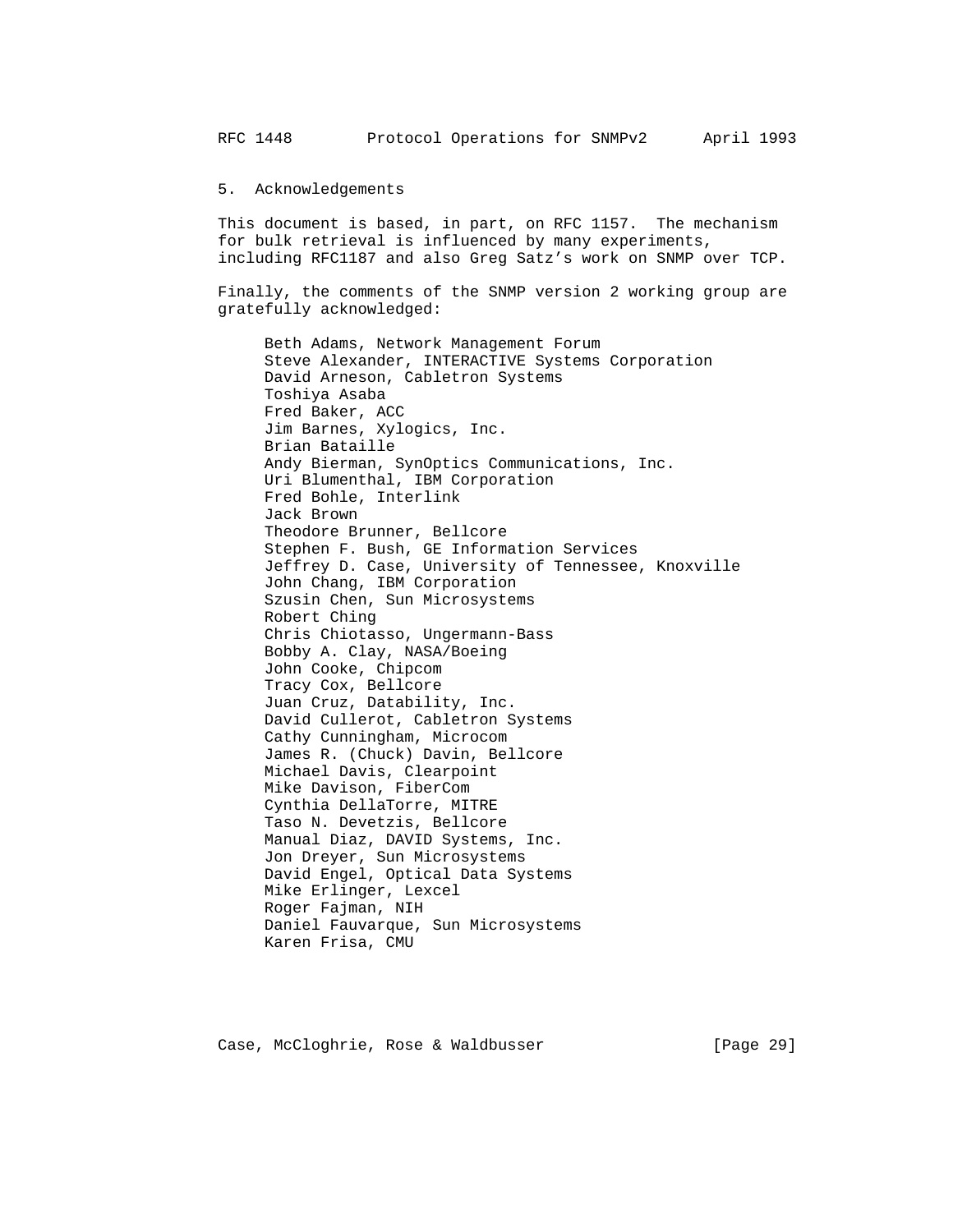## 5. Acknowledgements

This document is based, in part, on RFC 1157. The mechanism for bulk retrieval is influenced by many experiments, including RFC1187 and also Greg Satz's work on SNMP over TCP.

Finally, the comments of the SNMP version 2 working group are gratefully acknowledged:

Beth Adams, Network Management Forum
Steve Alexander, INTERACTIVE Systems Corporation
David Arneson, Cabletron Systems
Toshiya Asaba
Fred Baker, ACC
Jim Barnes, Xylogics, Inc.
Brian Bataille
Andy Bierman, SynOptics Communications, Inc.
Uri Blumenthal, IBM Corporation
Fred Bohle, Interlink
Jack Brown
Theodore Brunner, Bellcore
Stephen F. Bush, GE Information Services
Jeffrey D. Case, University of Tennessee, Knoxville
John Chang, IBM Corporation
Szusin Chen, Sun Microsystems
Robert Ching
Chris Chiotasso, Ungermann-Bass
Bobby A. Clay, NASA/Boeing
John Cooke, Chipcom
Tracy Cox, Bellcore
Juan Cruz, Datability, Inc.
David Cullerot, Cabletron Systems
Cathy Cunningham, Microcom
James R. (Chuck) Davin, Bellcore
Michael Davis, Clearpoint
Mike Davison, FiberCom
Cynthia DellaTorre, MITRE
Taso N. Devetzis, Bellcore
Manual Diaz, DAVID Systems, Inc.
Jon Dreyer, Sun Microsystems
David Engel, Optical Data Systems
Mike Erlinger, Lexcel
Roger Fajman, NIH
Daniel Fauvarque, Sun Microsystems
Karen Frisa, CMU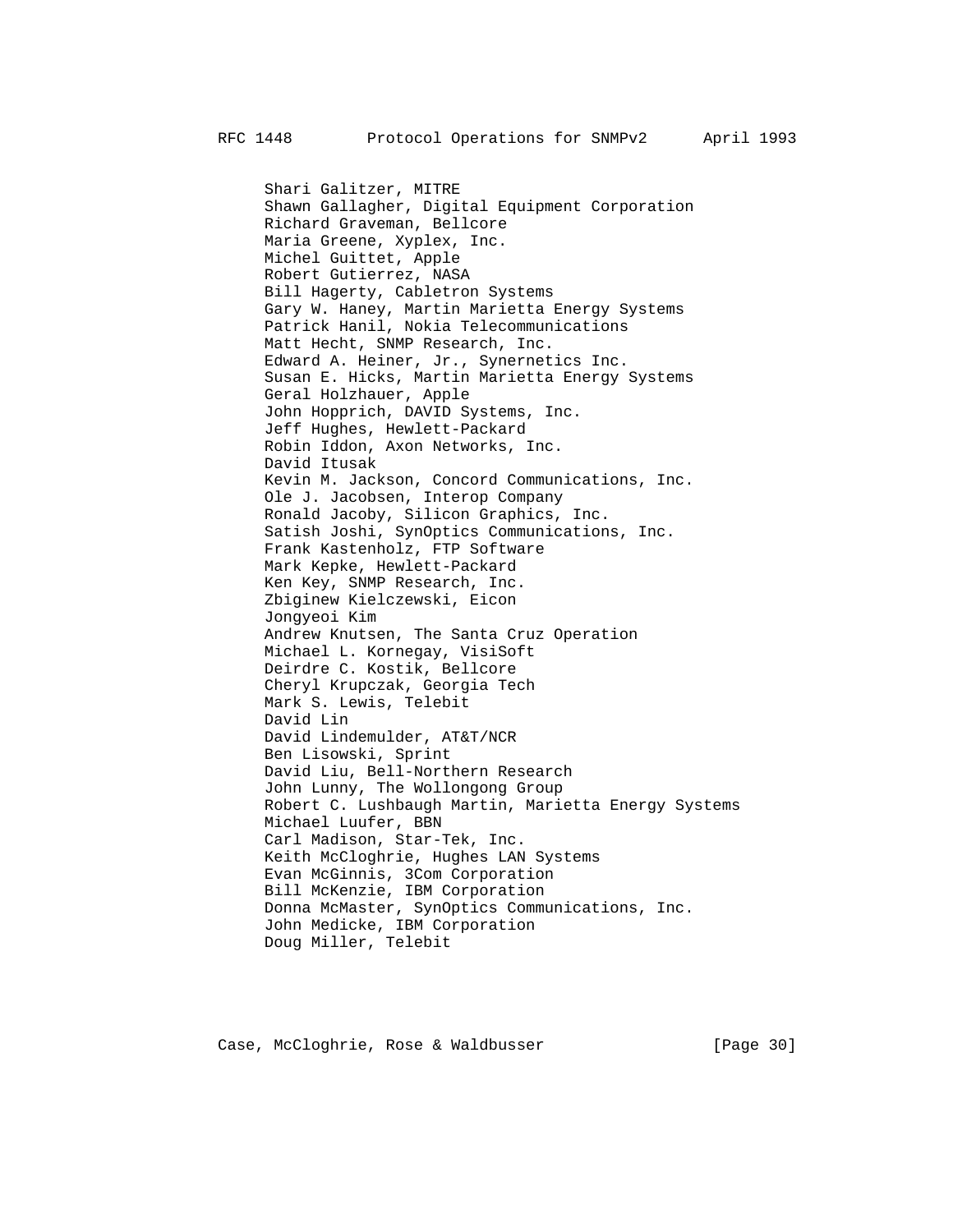Shari Galitzer, MITRE
Shawn Gallagher, Digital Equipment Corporation
Richard Graveman, Bellcore
Maria Greene, Xyplex, Inc.
Michel Guittet, Apple
Robert Gutierrez, NASA
Bill Hagerty, Cabletron Systems
Gary W. Haney, Martin Marietta Energy Systems
Patrick Hanil, Nokia Telecommunications
Matt Hecht, SNMP Research, Inc.
Edward A. Heiner, Jr., Synernetics Inc.
Susan E. Hicks, Martin Marietta Energy Systems
Geral Holzhauer, Apple
John Hopprich, DAVID Systems, Inc.
Jeff Hughes, Hewlett-Packard
Robin Iddon, Axon Networks, Inc.
David Itusak
Kevin M. Jackson, Concord Communications, Inc.
Ole J. Jacobsen, Interop Company
Ronald Jacoby, Silicon Graphics, Inc.
Satish Joshi, SynOptics Communications, Inc.
Frank Kastenholz, FTP Software
Mark Kepke, Hewlett-Packard
Ken Key, SNMP Research, Inc.
Zbiginew Kielczewski, Eicon
Jongyeoi Kim
Andrew Knutsen, The Santa Cruz Operation
Michael L. Kornegay, VisiSoft
Deirdre C. Kostik, Bellcore
Cheryl Krupczak, Georgia Tech
Mark S. Lewis, Telebit
David Lin
David Lindemulder, AT&T/NCR
Ben Lisowski, Sprint
David Liu, Bell-Northern Research
John Lunny, The Wollongong Group
Robert C. Lushbaugh Martin, Marietta Energy Systems
Michael Luufer, BBN
Carl Madison, Star-Tek, Inc.
Keith McCloghrie, Hughes LAN Systems
Evan McGinnis, 3Com Corporation
Bill McKenzie, IBM Corporation
Donna McMaster, SynOptics Communications, Inc.
John Medicke, IBM Corporation
Doug Miller, Telebit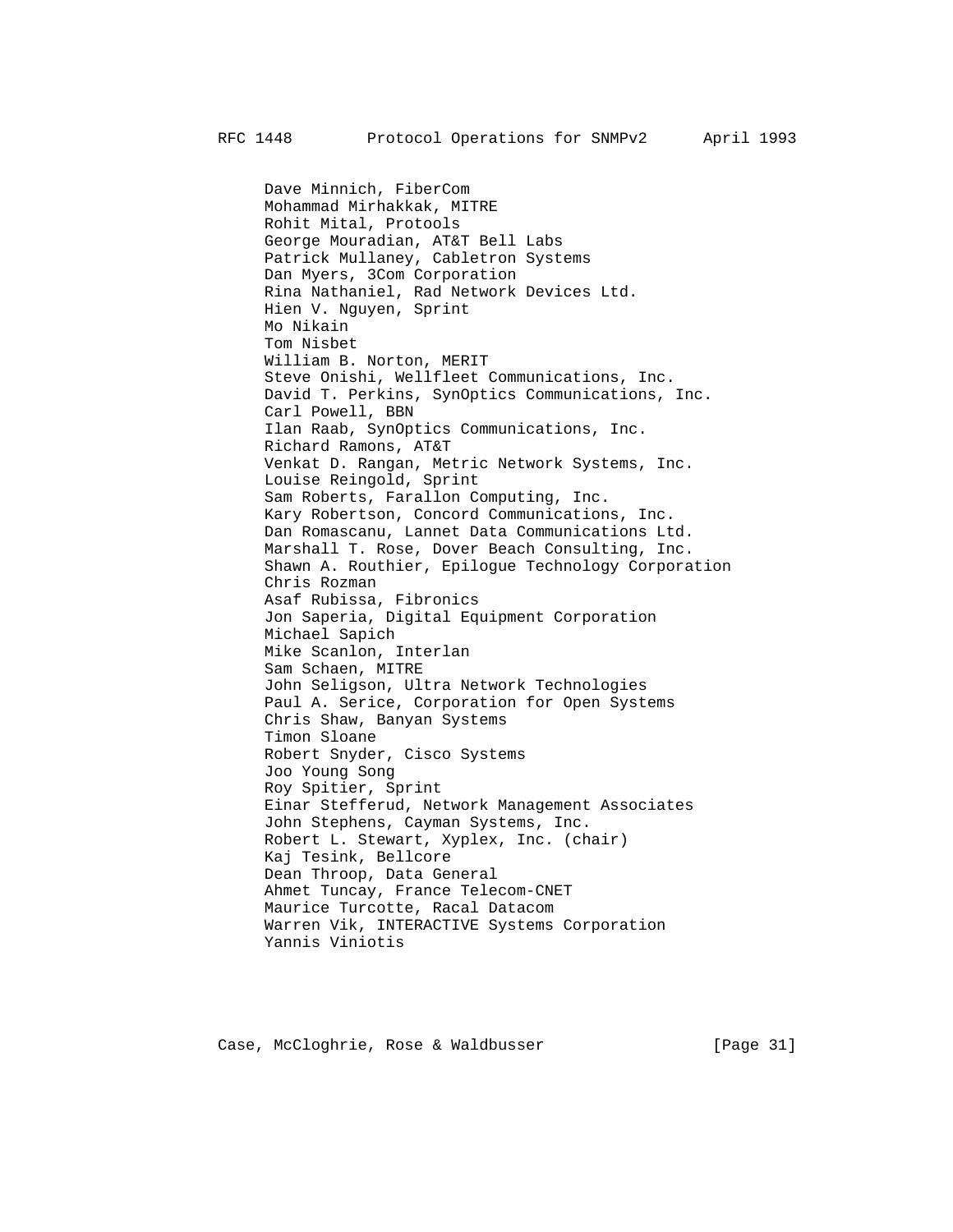Dave Minnich, FiberCom
Mohammad Mirhakkak, MITRE
Rohit Mital, Protools
George Mouradian, AT&T Bell Labs
Patrick Mullaney, Cabletron Systems
Dan Myers, 3Com Corporation
Rina Nathaniel, Rad Network Devices Ltd.
Hien V. Nguyen, Sprint
Mo Nikain
Tom Nisbet
William B. Norton, MERIT
Steve Onishi, Wellfleet Communications, Inc.
David T. Perkins, SynOptics Communications, Inc.
Carl Powell, BBN
Ilan Raab, SynOptics Communications, Inc.
Richard Ramons, AT&T
Venkat D. Rangan, Metric Network Systems, Inc.
Louise Reingold, Sprint
Sam Roberts, Farallon Computing, Inc.
Kary Robertson, Concord Communications, Inc.
Dan Romascanu, Lannet Data Communications Ltd.
Marshall T. Rose, Dover Beach Consulting, Inc.
Shawn A. Routhier, Epilogue Technology Corporation
Chris Rozman
Asaf Rubissa, Fibronics
Jon Saperia, Digital Equipment Corporation
Michael Sapich
Mike Scanlon, Interlan
Sam Schaen, MITRE
John Seligson, Ultra Network Technologies
Paul A. Serice, Corporation for Open Systems
Chris Shaw, Banyan Systems
Timon Sloane
Robert Snyder, Cisco Systems
Joo Young Song
Roy Spitier, Sprint
Einar Stefferud, Network Management Associates
John Stephens, Cayman Systems, Inc.
Robert L. Stewart, Xyplex, Inc. (chair)
Kaj Tesink, Bellcore
Dean Throop, Data General
Ahmet Tuncay, France Telecom-CNET
Maurice Turcotte, Racal Datacom
Warren Vik, INTERACTIVE Systems Corporation
Yannis Viniotis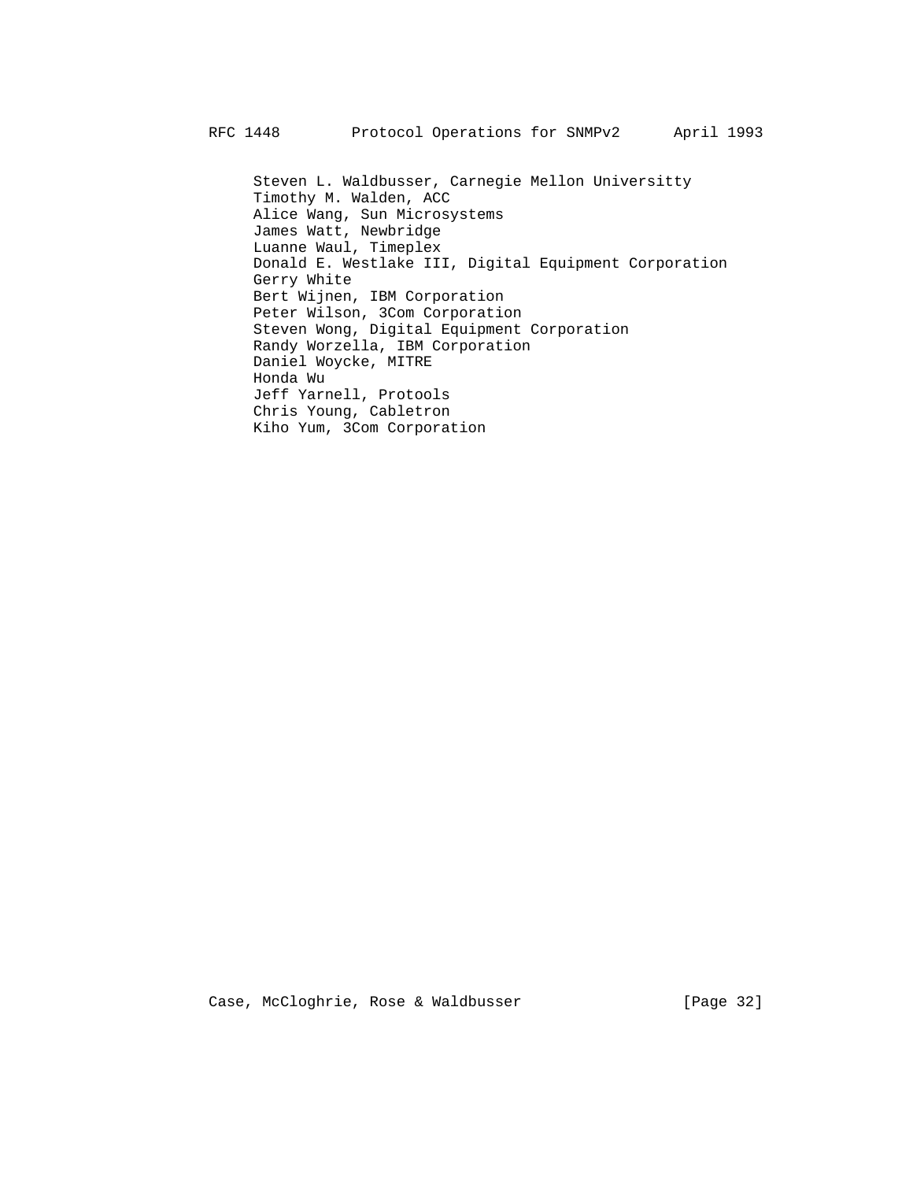Steven L. Waldbusser, Carnegie Mellon Universitty
Timothy M. Walden, ACC
Alice Wang, Sun Microsystems
James Watt, Newbridge
Luanne Waul, Timeplex
Donald E. Westlake III, Digital Equipment Corporation
Gerry White
Bert Wijnen, IBM Corporation
Peter Wilson, 3Com Corporation
Steven Wong, Digital Equipment Corporation
Randy Worzella, IBM Corporation
Daniel Woycke, MITRE
Honda Wu
Jeff Yarnell, Protools
Chris Young, Cabletron
Kiho Yum, 3Com Corporation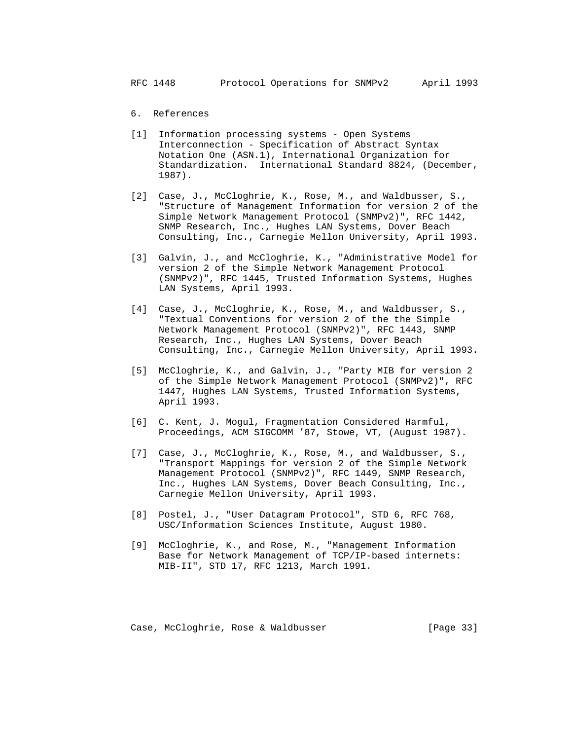## 6. References

[1] Information processing systems - Open Systems Interconnection - Specification of Abstract Syntax Notation One (ASN.1), International Organization for Standardization. International Standard 8824, (December, 1987).

[2] Case, J., McCloghrie, K., Rose, M., and Waldbusser, S., "Structure of Management Information for version 2 of the Simple Network Management Protocol (SNMPv2)", RFC 1442, SNMP Research, Inc., Hughes LAN Systems, Dover Beach Consulting, Inc., Carnegie Mellon University, April 1993.

[3] Galvin, J., and McCloghrie, K., "Administrative Model for version 2 of the Simple Network Management Protocol (SNMPv2)", RFC 1445, Trusted Information Systems, Hughes LAN Systems, April 1993.

[4] Case, J., McCloghrie, K., Rose, M., and Waldbusser, S., "Textual Conventions for version 2 of the the Simple Network Management Protocol (SNMPv2)", RFC 1443, SNMP Research, Inc., Hughes LAN Systems, Dover Beach Consulting, Inc., Carnegie Mellon University, April 1993.

[5] McCloghrie, K., and Galvin, J., "Party MIB for version 2 of the Simple Network Management Protocol (SNMPv2)", RFC 1447, Hughes LAN Systems, Trusted Information Systems, April 1993.

[6] C. Kent, J. Mogul, Fragmentation Considered Harmful, Proceedings, ACM SIGCOMM '87, Stowe, VT, (August 1987).

[7] Case, J., McCloghrie, K., Rose, M., and Waldbusser, S., "Transport Mappings for version 2 of the Simple Network Management Protocol (SNMPv2)", RFC 1449, SNMP Research, Inc., Hughes LAN Systems, Dover Beach Consulting, Inc., Carnegie Mellon University, April 1993.

[8] Postel, J., "User Datagram Protocol", STD 6, RFC 768, USC/Information Sciences Institute, August 1980.

[9] McCloghrie, K., and Rose, M., "Management Information Base for Network Management of TCP/IP-based internets: MIB-II", STD 17, RFC 1213, March 1991.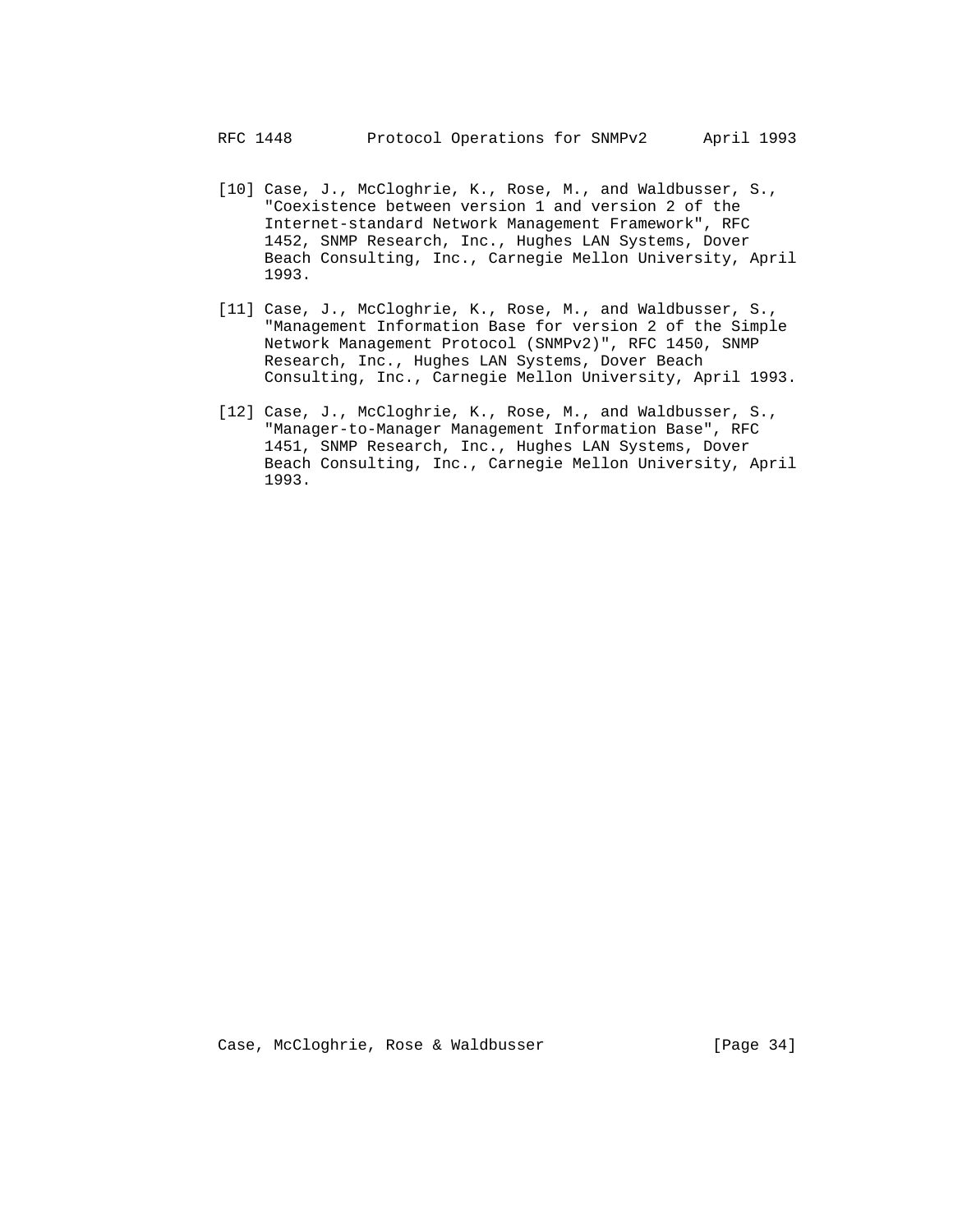[10] Case, J., McCloghrie, K., Rose, M., and Waldbusser, S., "Coexistence between version 1 and version 2 of the Internet-standard Network Management Framework", RFC 1452, SNMP Research, Inc., Hughes LAN Systems, Dover Beach Consulting, Inc., Carnegie Mellon University, April 1993.

[11] Case, J., McCloghrie, K., Rose, M., and Waldbusser, S., "Management Information Base for version 2 of the Simple Network Management Protocol (SNMPv2)", RFC 1450, SNMP Research, Inc., Hughes LAN Systems, Dover Beach Consulting, Inc., Carnegie Mellon University, April 1993.

[12] Case, J., McCloghrie, K., Rose, M., and Waldbusser, S., "Manager-to-Manager Management Information Base", RFC 1451, SNMP Research, Inc., Hughes LAN Systems, Dover Beach Consulting, Inc., Carnegie Mellon University, April 1993.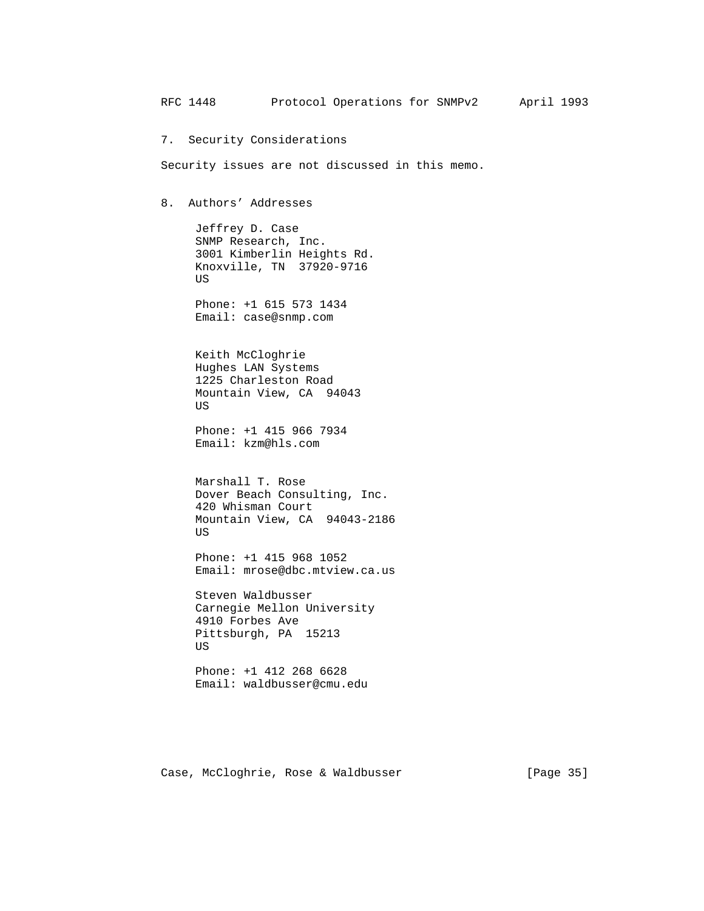## 7. Security Considerations

Security issues are not discussed in this memo.

## 8. Authors' Addresses

Jeffrey D. Case
SNMP Research, Inc.
3001 Kimberlin Heights Rd.
Knoxville, TN  37920-9716
US

Phone: +1 615 573 1434
Email: case@snmp.com

Keith McCloghrie
Hughes LAN Systems
1225 Charleston Road
Mountain View, CA  94043
US

Phone: +1 415 966 7934
Email: kzm@hls.com

Marshall T. Rose
Dover Beach Consulting, Inc.
420 Whisman Court
Mountain View, CA  94043-2186
US

Phone: +1 415 968 1052
Email: mrose@dbc.mtview.ca.us

Steven Waldbusser
Carnegie Mellon University
4910 Forbes Ave
Pittsburgh, PA  15213
US

Phone: +1 412 268 6628
Email: waldbusser@cmu.edu